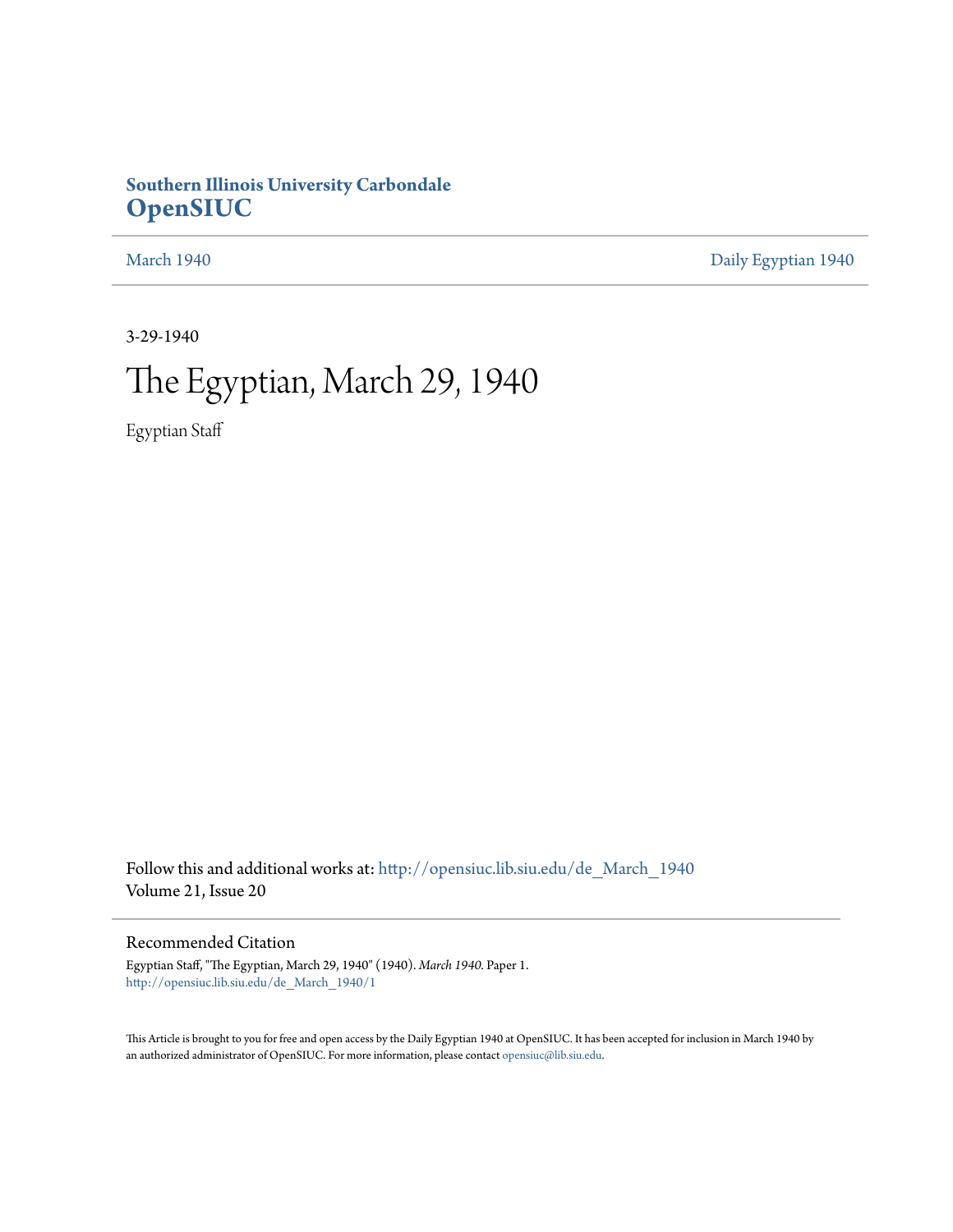**Southern Illinois University Carbondale**
**OpenSIUC**

March 1940 | Daily Egyptian 1940

3-29-1940

# The Egyptian, March 29, 1940

Egyptian Staff

Follow this and additional works at: http://opensiuc.lib.siu.edu/de_March_1940
Volume 21, Issue 20

## Recommended Citation

Egyptian Staff, "The Egyptian, March 29, 1940" (1940). *March 1940.* Paper 1.
http://opensiuc.lib.siu.edu/de_March_1940/1

This Article is brought to you for free and open access by the Daily Egyptian 1940 at OpenSIUC. It has been accepted for inclusion in March 1940 by an authorized administrator of OpenSIUC. For more information, please contact opensiuc@lib.siu.edu.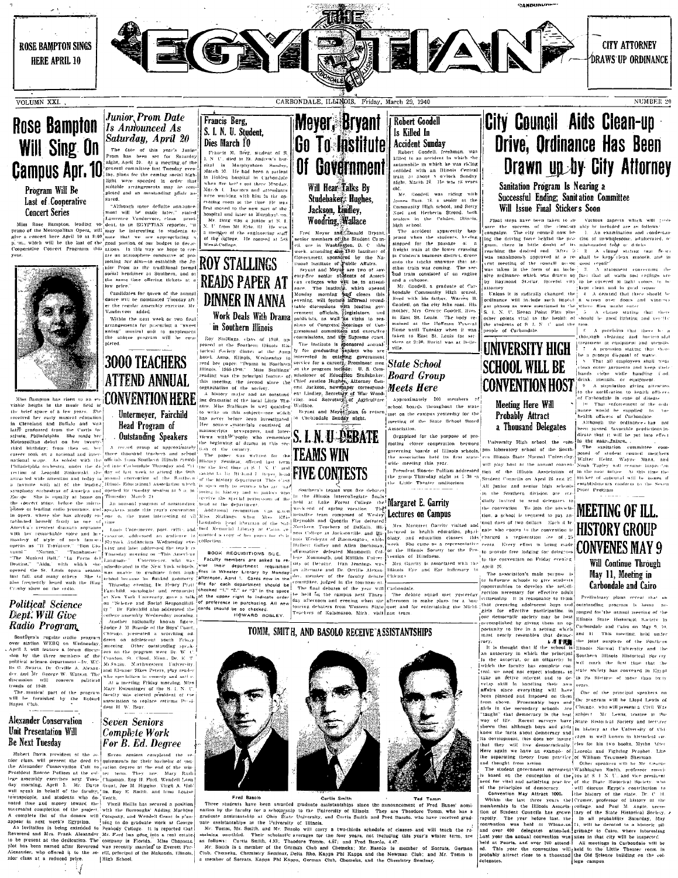ROSE BAMPTON SINGS HERE APRIL 10

# THE EGYPTIAN

CITY ATTORNEY DRAWS UP ORDINANCE

VOLUMN XXI. CARBONDALE, ILLINOIS, Friday, March 29, 1940 NUMBER 20

## Rose Bampton Will Sing On Campus Apr. 10

### Program Will Be Last of Cooperative Concert Series

Miss Rose Bampton, leading soprano of the Metropolitan Opera, will give a concert here April 10 at 8:00 p.m., which will be the last of the Cooperative Concert Programs this year.

Miss Bampton has risen to an enviable height in the music field in the brief space of a few years. She received her early musical education in Cleveland and Buffalo and was later graduated from the Curtis Institute, Philadelphia. She made her Metropolitan debut on her twenty-third birthday; from then on, her career took on a national and international scope. As soloist with the Philadelphia orchestra under the direction of Leopold Stokowski, she attracted wide attention and today is a favorite with all of the leading symphony orchestras of America and Europe. She is equally at home on the concert stage, before the microphone or leading radio programs, and in opera, where she has already established herself firmly as one of America's greatest dramatic sopranos with her remarkable voice and her mastery of style of such famous operas as "Il Trovatore," "Don Giovanni," "Norma," "Tannhauser," "The Masked Ball," "La Forza del Destino," "Aida," with which she opened the St. Louis opera season last fall, and many others. She is also frequently heard with the Bing Crosby show on the radio.

## Political Science Dept. Will Give Radio Program

Southern's regular radio program over station WEBQ on Wednesday, April 3, will feature a forum discussion by the three members of the political science department—Dr. Willis G. Swartz, Dr. Orville A. Alexander, and Mr. George W. Watson. The discussion will concern political trends of 1940.

The musical part of the program will be furnished by the Roland Hayes Club.

## Alexander Conservation Unit Presentation Will Be Next Tuesday

Hubert Davis, president of the senior class, will present the deed to the Alexander Conservation Unit to President Roscoe Pulliam at the college assembly exercises next Tuesday morning, April 2. Mr. Davis will speak in behalf of the faculty, townspeople, and students who donated time and money toward the successful completion of the project. A complete list of the donors will appear in next week's Egyptian.

An invitation is being extended to Reverend and Mrs. Frank Alexander to be present at the dedication. The plot has been named after Reverend Alexander, who offered it to the senior class at a reduced price.

## Junior Prom Date Is Announced As Saturday, April 20

The date of this year's Junior Prom has been set for Saturday night, April 20. At a meeting of the general committee last Tuesday evening, plans for the coming social highlight were speeded in order that suitable arrangements may be completed and an outstanding affair assured.

"Although more definite announcement will be made later," stated Lawrence Vandervort, class president, to an EGYPTIAN reporter, "it may be interesting to students to note that we are appropriating a good portion of our budget to decorations. In this way we hope to create an atmosphere conducive of promoting our aim—to establish the Junior Prom as the traditional formal social headliner at Southern, and at the same time offering tickets at a low price."

Candidates for queen of the annual dance will be nominated Tuesday after the regular assembly exercise, Mr. Vandervort added.

Within the next week or two final arrangements for procuring a "sweet swing" musical unit to supplement the unique program will be completed.

## 3000 TEACHERS ATTEND ANNUAL CONVENTION HERE

### Untermeyer, Fairchild Head Program of Outstanding Speakers

A record group of approximately three thousand teachers and school officials from Southern Illinois crowded into Carbondale Thursday and Friday of last week to attend the 60th annual convention of the Southern Illinois Educational Association which opened its two-day session at 9 a.m. Thursday, March 21.

An annual program of outstanding speakers made this year's convention one of the most interesting of all time.

Louis Untermeyer, poet, critic, and essayist, addressed an audience in Shryock Auditorium Wednesday evening and later addressed the group on Thursday morning on "This American Language." Untermeyer, who was miseducated in the New York schools, was unable to graduate from high school because he flunked geometry.

Thursday evening, Dr. Henry Pratt Fairchild, sociologist and economist at New York University gave a talk on "Science and Social Responsibility." Dr. Fairchild also addressed the college assembly Wednesday morning.

Another nationally known figure, Judge J. M. Braude of the Boys' Court, Chicago, presented a scorching address on adolescent youth Friday morning. Other outstanding speakers on the program were Dr. W. C. Croxton, St. Cloud, Minn., Dr. E. T. McSwain, Northwestern University, and Eleanor Sikes Peters, Play reader who specializes in comedy and satire.

At a meeting Friday morning, Miss Mary Entsminger of the S. I. N. U. faculty was elected president of the association to replace retiring President H. W. Bear.

## Seven Seniors Complete Work For B. Ed. Degree

Seven seniors completed the requirements for their bachelor of education degree at the end of the winter term. They are: Mary Ruth Chapman, Roy H. Ford, Wendell Leon Grant, Joe M. Higgins, Virgil A. Hollis, Roy E. Smith, and Ivan Louise Veath.

Virgil Hollis has secured a position with the Burroughs Adding Machine Company, and Wendell Grant is planning to do graduate work at George Peabody College. It is reported that Mr. Ford has gone into a real estate company in Florida. Miss Chapman was recently married to Everett Ferrill, principal of the Makanda, Illinois, High School.

## Francis Berg, S. I. N. U. Student, Dies March 10

Francis M. Berg, student of S. I. N. U., died in St. Andrew's hospital in Murphysboro Sunday, March 10. He had been a patient in Holden hospital in Carbondale when fire broke out there Monday, March 4. Doctors and attendants were working with him in the operating room at the time. He was first moved to the new part of the hospital and later to Murphysboro.

Mr. Berg was a junior at S. I. N. U. from Mt. Erie, Ill. He was a member of the engineering staff of the college. He roomed at 503 West College.

## ROY STALLINGS READS PAPER AT DINNER IN ANNA

### Work Deals With Drama in Southern Illinois

Roy Stallings, class of 1940, appeared at the Southern Illinois Historical Society dinner at the Anna hotel, Anna, Illinois, Wednesday to read her paper "Drama in Southern Illinois, 1865-1900." Miss Stallings' reading was the principal feature of this meeting, the second since the organization of the society.

A library major and an outstanding dramatist of the local Little Theatre, Miss Stallings is well qualified to write on this subject—one which has never before been investigated. Her source materials consisted of manuscripts, newspapers, and interviews with people who remember the beginning of drama in this section of the country.

The paper was written for the History Seminar, offered last term for the first time at S. I. N. U. and taught by Dr. Richard L. Beyer, head of the history department. This class is open only to seniors who are majoring in history and to juniors who receive the special permission of the head of the department.

Additional recognition was given Miss Stallings when Miss Effie Landsden, head librarian of the Safford Memorial Library at Cairo, requested a copy of her paper for its collection.

BOOK REQUISITIONS DUE.

Faculty members are asked to revise their department requisition files in Wheeler Library by Monday afternoon, April 1. Cards now in the file for each department should be checked "1," "2," or "3" in the space at the upper right to indicate order of preference in purchasing. All new cards should be so checked.

HOWARD BOSLEY.

## Meyer, Bryant Go To Institute Of Government

### Will Hear Talks By Studebaker, Hughes, Jackson, Lindley, Woodring, Wallace

Fred Meyer and Donald Bryant, senior members of the Student Council, are in Washington, D. C. this week, attending the 1940 Institute of Government sponsored by the National Institute of Public Affairs.

Bryant and Meyer are two of seventy-five senior students of American colleges who will be in attendance. The Institute, which opened Monday morning and closes this evening, will feature informal round-table discussions with leading government officials, legislators and journalists, as well as visits to sessions of Congress, hearings of Congressional committees and executive commissions, and the Supreme court.

The Institute is sponsored annually for graduating seniors who are interested in entering government service for a career. Prominent men on the program include: U. S. Commissioner of Education Studebaker, Chief Justice Hughes, Attorney General Jackson, newspaper correspondent Lindley, Secretary of War Woodring, and Secretary of Agriculture Wallace.

Bryant and Meyer plan to return to Carbondale Sunday night.

## S. I. N. U. DEBATE TEAMS WIN FIVE CONTESTS

Southern's teams won five debates in the Illinois Intercollegiate finals held at Lake Forest College the week-end of spring vacation. The negative team composed of Wesley Reynolds and Quentin Fise defeated Northern Teachers of DeKalb, Illinois College at Jacksonville, and Illinois Wesleyan of Bloomington, while Delbert Galley and Allen Buchanan, affirmative defeated Monmouth College, Monmouth, and Millikin University of Decatur. Irvin Jennings was an alternate and Dr. Orville Alexander, member of the faculty debate committee, judged in the tournament.

The final debate of the year will be held on the campus next Thursday afternoon and evening, when the touring debaters from Western State Teachers of Kalamazoo, Mich., visit

## Robert Goodell Is Killed In Accident Sunday

Robert Goodell, freshman, was killed in an accident in which the automobile in which he was riding collided with an Illinois Central train at about 8 o'clock Sunday night, March 24. He was 18 years old.

Mr. Goodell was riding with James Bass, 18, a senior at the Community High School, and Betty Noel and Herberta Strand, both seniors in the Cobden, Illinois, high school.

The accident apparently happened when the students, having stopped for the passage of a freight train at the lower crossing in Cobden's business district, drove onto the tracks unaware that another train was coming. The second train consisted of an engine and a caboose.

Mr. Goodell, a graduate of Carbondale Community High school, lived with his father, Warren B. Goodell, on the city lake road. His mother, Mrs. George Goodell, lives in East St. Louis. The body remained at the Hoffman Funeral Home until Tuesday when it was taken to East St. Louis for services at 2:30. Burial was at Belleville.

## State School Board Group Meets Here

Approximately 200 members of school boards throughout the state met on the campus yesterday for the meeting of the State School Board Association.

Organized for the purpose of promoting closer cooperation between governing boards of Illinois schools, the association held its first statewide meeting this year.

President Roscoe Pulliam addressed the group Thursday night at 7:30 in the Little Theatre auditorium.

## Margaret E. Garrity Lectures on Campus

Mrs. Margaret Garrity visited and lectured in health education, physiology, and education classes this week. She came as a representative of the Illinois Society for the Prevention of Blindness.

Mrs. Garrity is associated with the Illinois Eye and Ear Infirmary in Chicago.

Carbondale.

The debate squad met yesterday afternoon to make plans for a banquet and for entertaining the Michigan team.

## TOMM, SMITH, AND BASOLO RECEIVE ASSISTANTSHIPS

Fred Basolo | Curtis Smith | Ted Tomm

Three students have been awarded graduate assistantships since the announcement of Fred Banes' nomination by the faculty for a scholarship to the University of Illinois. They are Theodore Tomm, who has a graduate assistantship at Ohio State University, and Curtis Smith and Fred Basolo, who have received graduate assistantships at the University of Illinois.

Mr. Tomm, Mr. Smith, and Mr. Basolo will carry a two-thirds schedule of classes and will teach the remaining one-third. Their scholastic averages for the four years, not including this year's winter term, are as follows: Curtis Smith, 4.93; Theodore Tomm, 4.57; and Fred Basolo, 4.47.

Mr. Smith is a member of the German Club and Chemeka; Mr. Basolo is member of Socratic, German Club, Chemeka, Chemistry Seminar, Delta Rho, Kappa Phi Kappa and the Newman Club; and Mr. Tomm is a member of Socratic, Kappa Phi Kappa, German Club, Chemeka, and the Chemistry Seminar.

## City Council Aids Clean-up Drive, Ordinance Has Been Drawn up by City Attorney

### Sanitation Program Is Nearing a Successful Ending; Sanitation Committee Will Issue Final Stickers Soon

Final steps have been taken to insure the success of the clean-up campaign. The city council now being the driving force behind the program, there is little doubt of its reaching the desired end. After it was unanimously approved at a recent meeting of the council action was taken in the form of an inclusive ordinance which was drawn up by Raymond Stotlar, forceful city attorney.

Unless it is radically changed the ordinance will include such important phases as were mentioned in the S. I. N. U. Seven Point Plan plus other points vital to the health of the students of S. I. N. U. and the people of Carbondale.

Various aspects which will probably be included are as follows:

1. An examination and condemnation of unwholesome, adulterated, or misbranded food or drinks.
2. A clause stating that floors shall be kept clean, smooth, and in good repair.
3. A statement concerning the fact that all walls and ceilings are to be covered in light colors, to be kept clean and in good repair.
4. A demand that there should be a screen over doors and windows where flies might enter.
5. A clause stating that there should be good lighting and ventilation.
6. A provision that there be a thorough cleaning and bactericidal treatment of equipment and utensils.
7. A provision stating that there be a prompt disposal of waste.
8. That all employees shall wear clean outer garments and keep their hands clean while handling food, drink, utensils, or equipment.
9. A stipulation giving attention to the notification to health officers of Carbondale in case of disease.
10. That enforcement of the ordinance would be supplied by the health officers of Carbondale.

Although the ordinance has not been passed, favorable predictions indicate that it will be put into effect in the near future.

The sanitation committee composed of student council members Walter Heinz, Wayne Mann, and Noah Taylor, will resume inspection in the near future. At this time the sticker of approval will be issued if establishments conform to the Seven Point Program.

## UNIVERSITY HIGH SCHOOL WILL BE CONVENTION HOST

### Meeting Here Will Probably Attract a Thousand Delegates

University High School, the campus laboratory school of the Southern Illinois State Normal University, will play host at the annual convention of the Illinois Association of Student Councils on April 26 and 27. All junior and senior high schools in the Southern division are cordially invited to send delegates to the convention. To join the association a school is required to pay annual dues of two dollars. Each delegate who comes to the convention is charged a registration fee of 25 cents. Every effort is being made to provide free lodging for delegates to the convention on Friday evening, April 26.

The association's main purpose is to influence schools to give students opportunities to develop the self-direction necessary for effective adult citizenship. It is reasonable to think that preparing adolescent boys and girls for effective participation in our democratic society may be best accomplished by giving them an opportunity to live in a setting which most nearly resembles that democracy.

It is thought that if the school is an autocracy in which the principal is the autocrat, or an oligarchy in which the faculty has complete control, we need not expect students to take an active interest and to develop skill in handling their own affairs since everything will have been planned and imposed on them from above. Presumably boys and girls in the secondary schools are "taught" that democracy is the best way of life. Recent surveys have shown that although boys and girls know the facts about democracy and its development, this does not insure that they will live democratically. Here again we have an example of the separating theory from practice and thought from action.

The student government movement is based on the conception of the need for vital and satisfying practice of the principles of democracy.

Convention May Attract 1000.

Within the last three years the membership in the Illinois Association of Student Councils has grown rapidly. The year before last, the convention was held at Winnetka and over 400 delegates attended. Last year the annual convention was held at Peoria, and over 700 attended. This year the convention will probably attract close to a thousand delegates.

## MEETING OF ILL. HISTORY GROUP CONVENES MAY 9

### Will Continue Through May 11, Meeting in Carbondale and Cairo

Preliminary plans reveal that an outstanding program is being arranged for the annual meeting of the Illinois State Historical Society in Carbondale and Cairo on May 9, 10, and 11. This meeting, held under the joint auspices of the Southern Illinois Normal University and the Southern Illinois Historical Society, will mark the first time that the state society has convened in Egypt in its lifetime of more than forty years.

One of the principal speakers on the program will be Lloyd Lewis of Chicago, who will present a Civil War subject. Mr. Lewis, trustee in the State Historical Society and lecturer in history at the University of Chicago is well known in historical circles for his two books, Myths After Lincoln and Fighting Prophet, Life of William Tecumseh Sherman.

Other speakers will be Mr. George Washington Smith, professor emeritus at S. I. N. U. and vice president of the State Historical Society who will discuss Egypt's contribution to the history of the state; Dr. C. H. Cramer, professor of history at the college, and Paul M. Angle, secretary of the State Historical Society.

In all probability Saturday, May 11, will be devoted to a historical pilgrimage to Cairo, where interesting sites in that city will be inspected.

All meetings in Carbondale will be held in the Little Theater room in the Old Science building on the college campus.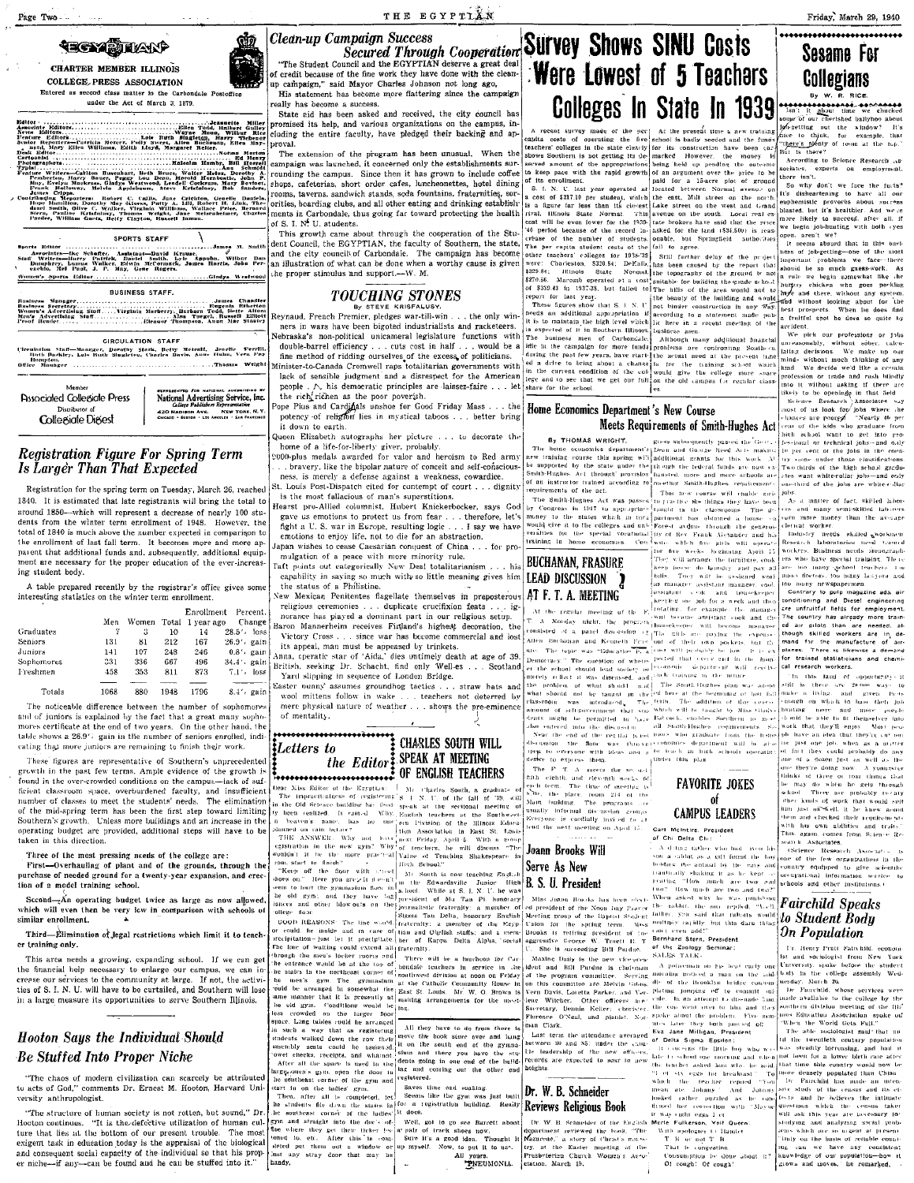# EGYPTIAN

CHARTER MEMBER ILLINOIS COLLEGE PRESS ASSOCIATION

Entered as second class matter in the Carbondale Postoffice under the Act of March 3, 1879.

Editor ........ Jeanette Miller
Associate Editors ........ Ellen Todd, Hubert Colley
News Editors ........ Wayne Mann, Wilbur Rice
Feature Editors ........ Lois Ruth Singleton, Harry Webber
Senior Reporters—Patricia Barker, Polly Sweet, Allen Burleson, Ellen Maynard, Mary Ellen Williams, Edith Lloyd, Margaret Reller.
Desk Editor ........ Norma Morton
Cartoonist ........ Ed Henry
Photographers ........ Malcolm Hamby, Bill Horrell
Typist ........ Ann Schmidt
Feature Writers—Catherine Rosenhart, Beth Bruce, Walter Pierson, Dorothy A. Pemberton, Harry Bauer, Peggy Lou Deno, Harold Hornbostle, John F. Ray, Evelyn Mackrem, Gladys Westwood, Lindell Cochran, Mary Reichert, Frank Holloway, Melvin Applebaum, Steve Krisfalusy, Bob Sanders, James Cripe.
Contributing Reporters: Robert C. Collis, June Crichton, Genelle Daniels, Hope Hamilton, Dorothy Mayfield, Patty A. Lill, Robert H. Link, Theodore Smith, Olive C. Walker, Virginia Williams, Wallace Price, Bernard Stern, Pauline Kristofsky, Thomas Wright, Jane Meisenheimer, Charles Pardee, William Gaetz, Betty Clayton, Russell Inman.

## SPORTS STAFF

Sports Editor ........ James M. Smith
Assistants—Ike Schaffer, Assistant—David Krause.
Staff Writers—Harry Pattick, Daniel Smith, Lyle Appuhn, Wilbur Dunphy, Lucius Walker, Edwin McCormack, James Harris, John Petrucelo, Mel Paul, J. P. May, Gene Rogers.
Women's Sports Editor ........ Gladys Westwood

## BUSINESS STAFF

Business Manager ........ James Chandler
Business Secretary ........ Eugenia Etherton
Women's Advertising Staff ........ Virginia Marberry, Barbara Todd, Bette Altom
Men's Advertising Staff ........ Jim Tweedy, Harry Gibbons
Proof Reader ........ Eleanor Thompson, Anne Mae Stanley

## CIRCULATION STAFF

Circulation Staff—Manager, Dorothy Stark, Betty Metcalf, Jeanne Ferrill, Ruth Barkley, Lois Ruth Singleton, Charles Davis, Anne Hahn, Vera Pay Hampton.
Office Manager ........ Thomas Wright

Member Associated Collegiate Press — Distributor of Collegiate Digest

REPRESENTED FOR NATIONAL ADVERTISING BY National Advertising Service, Inc. College Publishers Representative 420 Madison Ave. New York, N.Y. Chicago • Boston • Los Angeles • San Francisco

## Registration Figure For Spring Term Is Larger Than That Expected

Registration for the spring term on Tuesday, March 26, reached 1840. It is estimated that late registrants will bring the total to around 1850—which will represent a decrease of nearly 100 students from the winter term enrollment of 1948. However, the total of 1840 is much above the number expected in comparison to the enrollment of last fall term. It becomes more and more apparent that additional funds and, subsequently, additional equipment are necessary for the proper education of the ever-increasing student body.

A table prepared recently by the registrar's office gives some interesting statistics on the winter term enrollment.

| | Men | Women | Total | Enrollment 1 year ago | Percent. Change |
|---|---|---|---|---|---|
| Graduates | 7 | 3 | 10 | 14 | 28.5% loss |
| Seniors | 131 | 81 | 212 | 167 | 26.9% gain |
| Juniors | 141 | 107 | 248 | 246 | 0.8% gain |
| Sophomores | 331 | 336 | 667 | 496 | 34.4% gain |
| Freshmen | 458 | 353 | 811 | 873 | 7.1% loss |
| Totals | 1068 | 880 | 1948 | 1796 | 8.4% gain |

The noticeable difference between the number of sophomores and of juniors is explained by the fact that a great many sophomores certificate at the end of two years. On the other hand, the table shows a 26.9% gain in the number of seniors enrolled, indicating that more juniors are remaining to finish their work.

These figures are representative of Southern's unprecedented growth in the past few terms. Ample evidence of the growth is found in the over-crowded conditions on the campus—lack of sufficient classroom space, overburdened faculty, and insufficient number of classes to meet the students' needs. The elimination of the mid-spring term has been the first step toward limiting Southern's growth. Unless more buildings and an increase in the operating budget are provided, additional steps will have to be taken in this direction.

Three of the most pressing needs of the college are:

First—Overhauling of plant and of the grounds, through the purchase of needed ground for a twenty-year expansion, and erection of a model training school.

Second—An operating budget twice as large as now allowed, which will even then be very low in comparison with schools of similar enrollment.

Third—Elimination of legal restrictions which limit it to teacher training only.

This area needs a growing, expanding school. If we can get the financial help necessary to enlarge our campus, we can increase our services to the community at large. If not, the activities of S. I. N. U. will have to be curtailed, and Southern will lose in a large measure its opportunities to serve Southern Illinois.

## Hooton Says the Individual Should Be Stuffed Into Proper Niche

"The chaos of modern civilization can scarcely be attributed to acts of God," comments Dr. Ernest M. Hooton, Harvard University anthropologist.

"The structure of human society is not rotten, but sound," Dr. Hooton continues. "It is the defective utilization of human culture that lies at the bottom of our present trouble. The most exigent task in education today is the appraisal of the biological and consequent social capacity of the individual so that his proper niche—if any—can be found and he can be stuffed into it."

## Clean-up Campaign Success Secured Through Cooperation

"The Student Council and the EGYPTIAN deserve a great deal of credit because of the fine work they have done with the clean-up campaign," said Mayor Charles Johnson not long ago.

His statement has become more flattering since the campaign really has become a success.

State aid has been asked and received, the city council has promised its help, and various organizations on the campus, including the entire faculty, have pledged their backing and approval.

The extension of the program has been unusual. When the campaign was launched, it concerned only the establishments surrounding the campus. Since then it has grown to include coffee shops, cafeterias, short order cafes, luncheonettes, hotel dining rooms, taverns, sandwich stands, soda fountains, fraternities, sororities, boarding clubs, and all other eating and drinking establishments in Carbondale, thus going far toward protecting the health of S. I. N. U. students.

This growth came about through the cooperation of the Student Council, the EGYPTIAN, the faculty of Southern, the state, and the city council of Carbondale. The campaign has become an illustration of what can be done when a worthy cause is given the proper stimulus and support.—W. M.

## TOUCHING STONES

By STEVE KRISFALUSY.

Reynaud, French Premier, pledges war-till-win . . . the only winners in wars have been bigoted industrialists and racketeers. Nebraska's non-political unicameral legislature functions with double-barrel efficiency . . . cuts cost in half . . . would be a fine method of ridding ourselves of the excess of politicians.
Minister-to-Canada Cromwell raps totalitarian governments with lack of sensible judgment and a disrespect for the American people . . . his democratic principles are laissez-faire . . . let the rich become as the poor poverish.
Pope Pius and Cardinals unshoe for Good Friday Mass . . . the potency of religion lies in mystical taboos . . . better bring it down to earth.
Queen Elizabeth autographs her picture . . . to decorate the home of a life-for-liberty giver, probably.
9000-plus medals awarded for valor and heroism to Red army . . . bravery, like the bipolar nature of conceit and self-consciousness, is merely a defense against a weakness, cowardice.
St. Louis Post-Dispatch cited for contempt of court . . . dignity is the most fallacious of man's superstitions.
Hearst pro-Allied columnist, Hubert Knickerbocker, says God gave us emotions to protect us from fear . . . therefore, let's fight a U. S. war in Europe, resulting logic . . . I say we have emotions to enjoy life, not to die for an abstraction.
Japan wishes to cease Caesarian conquest of China . . . for promulgation of a peace with more minority rule.
Taft points out categorically New Deal totalitarianism . . . his capability in saving so much with so little meaning gives him the status of a Philistine.
New Mexican Penitentes flagellate themselves in preposterous religious ceremonies . . . duplicate crucifixion feats . . . ignorance has played a dominant part in our religious setup.
Baron Mannerheim receives Finland's highest decoration, the Victory Cross . . . since war has become commercial and lost its appeal, man must be appeased by trinkets.
Anna, operatic star of 'Aida,' dies untimely death at age of 39.
British, seeking Dr. Schacht, find only Well-es . . . Scotland Yard slipping in sequence of London Bridge.
Easter bunny assumes groundhog tactics . . . straw hats and wool mittens follow in wake . . . teachers not deterred by mere physical nature of weather . . . shows the pre-eminence of mentality.

## Letters to the Editor

Dear Miss Editor of the Egyptian:

The impracticalness of registering in the Old Science building has finally been realized. It said: Why in heaven's name, has no one planned on rain before?

THE ANSWER: Why not have registration in the new gym? Why wouldn't it be the more practical plan, start to finish?

"Keep off the floor with street shoes on!" Here you are, and it isn't seen to hurt the gymnasium floor in the old gym; and they have big dances and other blow-outs on the college floor.

GOOD REASONS: The line would or could be inside and in case of precipitation—just let it precipitate. The line of waiting could extend all through the men's locker rooms and the entrance would be at the top of the stairs in the northeast corner of the men's gym. The gymnasium could be arranged in somewhat the same manner that it is presently at the old gym. Conditions would be less crowded on the larger floor space. Long tables could be arranged in such a way that as registering students walked down the row their assembly seats could be assigned, towel checks, receipts, and what not.

After all the space is used in the large men's gym, open the door to the southeast corner of the gym and start in on the ladies' gym.

Then, after all is completed, let the students file down the stairs in the southeast corner of the ladies' gym and straight into the doors of the where they get their locker fees cleared to, etc. After this is completed put them out a window or just any stray door that may be handy.

All they have to do from there is move the book store over and hang it on the south end of the gymnasium and there you have the students going in one end of the building and coming out the other end registered.

Saves time and soaking.

Seems like the gym was just built for a registration building. Really it does.

Well, got to go see Barrett about a pair of track shoes now.

Sure it's a good idea. Thought it up myself. Now, to put it to us.

All yours,

PNEUMONIA.

## CHARLES SOUTH WILL SPEAK AT MEETING OF ENGLISH TEACHERS

Mr. Charles South, a graduate of S. I. N. U. of the fall of '39, will speak at the sectional meeting of English teachers of the Southwestern Division of the Illinois Education Association in East St. Louis next Friday, April 5. With a group of teachers, he will discuss "The Value of Teaching Shakespeare in High School."

Mr. South is now teaching English in the Edwardsville Junior High School. While at S. I. N. U. he was president of Mu Tau Pi, honorary journalistic fraternity; a member of Sigma Tau Delta, honorary English fraternity; a member of the Egyptian and Obelisk staffs; and a member of Kappa Delta Alpha, social fraternity.

There will be a luncheon for Carbondale teachers in service in the southwest division at noon on Friday at the Catholic Community House in East St. Louis. Mr. W. O. Brown is making arrangements for the meeting.

# Survey Shows SINU Costs Were Lowest of 5 Teachers Colleges In State In 1939

A recent survey made of the per capita costs of operating the five teachers' colleges in the state clearly shows Southern is not getting its deserved amount of the appropriations to keep pace with the rapid growth of its enrollment.

S. I. N. U. last year operated at a cost of $217.10 per student, which is a figure far less than its closest rival, Illinois State Normal. This cost will be even lower for the 1939-'40 period because of the record increase of the number of students. The per capita student costs of the other teachers' colleges for 1938-'39 were: Charleston, $320.84; DeKalb, $329.48; Illinois State Normal, $270.56. Macomb operated at a cost of $332.43 in 1937-38, but failed to report for last year.

These figures show that S. I. N. U. needs an additional appropriation if it is to maintain the high level which is expected of it in Southern Illinois. The business men of Carbondale, idle in the campaign for more funds during the past few years, have started a drive to bring about a change in the current condition of the college and to see that we get our full share for the school.

At the present time a new training school is badly needed and the funds for its construction have been earmarked. However, the money is being held up pending the outcome of an argument over the price to be paid for a 15-acre plot of ground located between Normal avenue on the east, Mill street on the north, Lake street on the west and Grand avenue on the south. Local real estate brokers have said that the price asked for the land ($34,500) is reasonable, but Springfield authorities fail to agree.

Still further delay of the project has been caused by the report that the topography of the ground is not suitable for building the grade school. The hills of the area would add to the beauty of the building and would not hinder construction in any way according to a statement made public here in a recent meeting of the business men.

Although many additional financial problems are confronting Southern, the actual need at the present time is for the training school which would give the college more space on the old campus for regular classes.

## Home Economics Department's New Course Meets Requirements of Smith-Hughes Act

By THOMAS WRIGHT.

The home economics department's new training course this spring will be supported by the state under the Smith-Hughes Act through provisions of an instructor trained according to requirements of the act.

The Smith-Hughes Act was passed by Congress in 1917 to appropriate money to the states which in turn would give it to the colleges and universities for the special vocational training in home economics. Congress subsequently passed the George-Deen and George-Reed Acts making additional grants for this work. Although the federal funds are now exhausted, more and more schools are meeting Smith-Hughes requirements.

The new course will enable girls to practice the things they have learned in the classrooms. The department has obtained a house at Forest avenue through the generosity of Rev. Frank Alexander and his wife, which five girls will operate for six weeks beginning April 1. They will arrange the furniture, cook, keep house, do laundry and pay all bills. They will be assigned work as manager, assistant manager, cook, assistant cook, and housekeeper, keeping one job for a week and then rotating; for example, the manager will become assistant cook and the housekeeper will become manager. The girls are paying the expenses out of their own pockets, but the cost will probably be low. It is expected that every girl in the department's economic department will receive such training in the future.

The Smith-Hughes plan was adopted here at the beginning of last fall term. The addition of this course, which will be taught by Miss Gladys Babcock, enables Southern to meet all Smith-Hughes requirements. Students who graduate from the home economics department will be able to teach in high schools operating under this plan.

## BUCHANAN, FRASURE LEAD DISCUSSION AT F. T. A. MEETING

At the regular meeting of the F. T. A. Monday night, the program consisted of a panel discussion by Allen Buchanan and Kenneth Frasure. The topic was "Education in a Democracy." The question of whether the school should lead society or merely reflect it was discussed, and the problem of what should and what should not be taught in the classroom was introduced. The amount of self-government that students might be permitted to have also entered into the discussion.

Near the end of the regular period, discussion the floor was thrown open to everyone with ideas and a desire to express them.

The F. T. A. meets the second, fifth, eighth, and eleventh weeks of each term. The time of meeting is 7:30; the place, room 214 of the Main building. The discussion groups usually informal, discussion groups. Everyone is cordially invited to attend the next meeting on April 15.

## Joann Brooks Will Serve As New B. S. U. President

Miss Joann Brooks has been elected president of the Noon Day Prayer Meeting group of the Baptist Student Union for the spring term. Miss Brooks is retiring president of the aggressive George W. Truett B. T. U. She is succeeding Bill Pardue.

Maxine Daily is the new vice-president and Bill Pardue is chairman of the program committee. Serving on this committee are Melvin Ogden, Vern Davis, Loretta Parker, and Lenier Witcher. Other officers are: Secretary, Dennie Keller; chorister, Florence O'Neal, and pianist, Norman Clark.

Last term the attendance averaged between 30 and 35; under the capable leadership of the new officers, records are expected to soar to new heights.

## Dr. W. B. Schneider Reviews Religious Book

Dr. W. B. Schneider of the English department reviewed the book, "The Nazarene," a story of Christ's ministry, at the Easter meeting of the Presbyterian Church Women's Association, March 19.

## FAVORITE JOKES of CAMPUS LEADERS

Carl McIntire, President of Chi Delta Chi:

A doting father who had given his son a shiny baby rattle and found the boy holding the animal by the tail and frantically shaking it as he kept repeating "How much are two and two? How much are two and two?" When asked why he was punishing the rabbit, the son replied: "Well, father, you said that rabbits would multiply rapidly but this darn thing can't even add!"

Bernhard Stern, President of the Zoology Seminar:

SALES TALK—

A policeman on his beat early one morning noticed a man on the end of the Brooklyn bridge contemplating jumping off to commit suicide. In an attempt to dissuade him the cop went over to him and they spoke about the problem. Five minutes later they both jumped off.

Eva Jane Milligan, President of Delta Sigma Epsilon:

It concerns the little boy who was late to school one morning and when the teacher asked him why, he said, "I oversleeped." "I'll stay eggs for breakfast." To which the teacher replied, "You mean, ate, Johnny." And Johnny looked rather puzzled as he continued his correction with "Maybe it was eight eggs I et."

Merle Fulkerson, Veil Queen:

With apologies to Haldeir
T. B. or not T. B.
That is congestion.
Consumption be done about it?
Of cough! Of cough!

# Sesame For Collegians

By W. R. RICE.

Isn't it about time we chucked some of our cherished ballyhoo about job-getting out the window? It's time to think, for example, that "there's plenty of room at the top." But is there?

According to Science Research Associates, experts on employment, there isn't.

So why don't we face the facts? It's disheartening to have all our euphemistic proverbs about success blasted, but it's healthier. And we're more likely to succeed, after all, if we begin job-hunting with both eyes open, aren't we?

It seems absurd that, in this business of job-getting—one of the most important problems we face—there should be so much guess-work. As a rule we begin somewhat like the hungry chicken who goes pecking here and there without any system, and without looking about for the best prospects. When he does find a fruitful spot he does so quite by accident.

We pick our professions or jobs unreasonably, without sober, calculating decisions. We make up our minds without much thinking of any kind. We decide we'd like a certain profession or trade and rush blindly into it without asking if there are likely to be openings in that field.

Science Research Associates say most of us look for jobs where the chances are poorest. "Nearly 40 per cent of the kids who graduate from high school want to get into professional or technical jobs—and only 10 per cent of the jobs in the country come under those classifications. Two-thirds of the high school graduates want white-collar jobs—and only one-third of the jobs are white-collar jobs."

As a matter of fact, skilled laborers and many semi-skilled laborers earn more money than the average clerical worker.

Industry needs skilled workmen. Research laboratories need trained workers. Business needs stenographers who have special training. There are too many school teachers, too many doctors, too many lawyers and too many newspapermen.

Contrary to pulp magazine ads, air conditioning and Diesel engineering are unfruitful fields for employment. The country has already more trained air pilots than are needed, although skilled workers are in demand for the manufacture of airplanes. There is likewise a demand for trained statisticians and chemical research workers.

In this land of opportunity, it still is there are 20,000 ways to make a living, and given facts enough on which to base their job hunting more and more people should be able to fit themselves into work that they'll enjoy. Most people have no idea that they're cut out for just one job, when as a matter of fact they could probably do any one of a dozen just as well as the one they're doing now. A youngster thinks of three or four things that he may do when he gets through school. There are probably twenty other kinds of work that would suit him just as well, if he knew about them and checked their employment status with his own abilities and traits. This again comes from Science Research Associates.

(Science Research Associates is one of the few organizations in the country equipped to give scientific occupational information service to schools and other institutions.)

## Fairchild Speaks to Student Body On Population

Dr. Henry Pratt Fairchild, economist and sociologist from New York University, spoke before the student body in the college assembly Wednesday, March 20.

Dr. Fairchild, whose services were made available to the college by the southern division meeting of the Illinois Education Association, spoke on "When the World Gets Full."

The able sociologist said that until the twentieth century population was steadily increasing, and that it had been for a lower birth rate after that time this country would now be more densely populated than China.

Dr. Fairchild has made an intensive study of the census and its effects, and he believes the intimate questions which the census taker will ask are absolutely necessary to studying and analyzing social problems which are so urgent at present.

"Only on the basis of reliable counts can we have any consistent knowledge of our population—how it grows and moves," he remarked.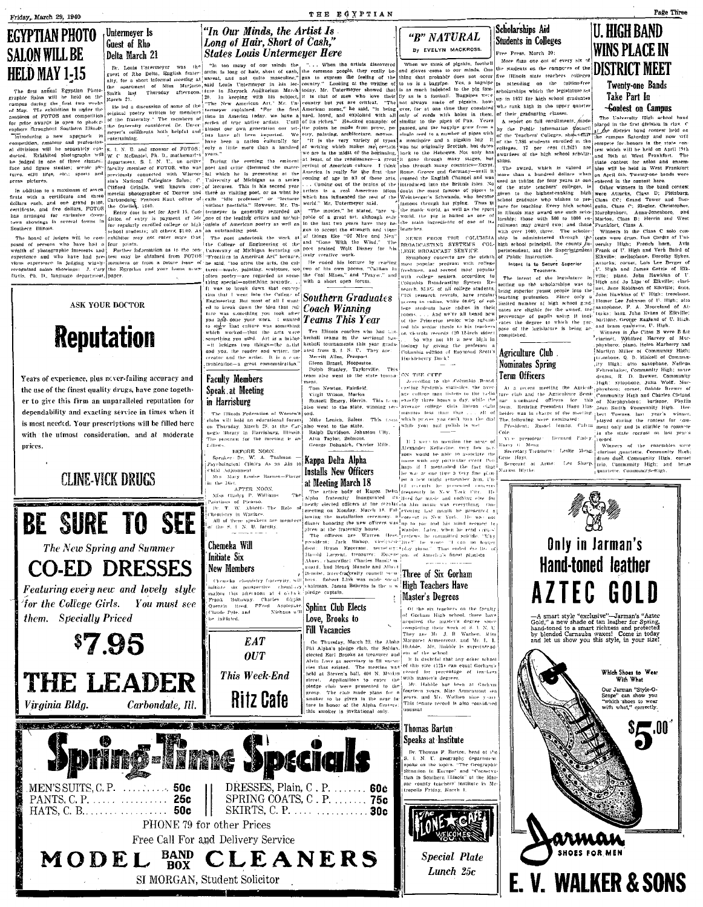# EGYPTIAN PHOTO SALON WILL BE HELD MAY 1-15

The first annual Egyptian Photographic Salon will be held on the campus during the first two weeks of May. The exhibition is under the auspices of FOTOS and competition for prize awards is open to photographers throughout Southern Illinois.

Introducing a new approach in competition, amateur and professional divisions will be separately conducted. Exhibited photographs will be judged in one of three classes: face and figure studies; scenic pictures, still lifes, etc.; sports and press pictures.

In addition to a maximum of seven firsts with a certificate and three dollars each, and one grand prize certificate, and five dollars, FOTOS has arranged for exclusive downtown showings in several towns in Southern Illinois.

The board of judges will be composed of persons who have had a wealth of photographic interests and experience and who have had previous experience in judging widely-recognized salon showings: J. Cary Davis, Ph. D., language department, W. C. McDaniel, Ph. D., mathematics department, S. I. N. U., an active faculty member of FOTOS, who was previously connected with Wisconsin's National Collegiate Salon; Clifford Grindle, well known commercial photographer of Denver and Carbondale; Frances Kuel, editor of the Obelisk, 1940.

Entry date is set for April 15. Condition of entry is payment of 50c for regularly enrolled college or high school students; all others, $1.00. An exhibitor may not enter more than four prints.

Further information as to the contest may be obtained from FOTOS members or from a future issue of the Egyptian and your home newspaper.

## Untermeyer Is Guest of Rho Delta March 21

Dr. Louis Untermeyer was the guest of Rho Delta, English fraternity, for a short informal meeting at the apartment of Miss Marjorie Smith last Thursday afternoon, March 21.

He led a discussion of some of the original poetry written by members of the fraternity. The members of the fraternity considered Dr. Untermeyer's comments both helpful and entertaining.

S. I. N. U. and sponsor of FOTOS;

## "In Our Minds, the Artist Is Long of Hair, Short of Cash," States Louis Untermeyer Here

"In too many of our minds the artist is long of hair, short of cash, unreal, and not quite masculine," said Louis Untermeyer in his lecture in Shryock Auditorium March 29. In keeping with his subject, "The New American Art," Mr. Untermeyer explained, "For the first time in America today, we have a series of true native artists. Until almost our own generation our arts have all been imported. We have been a nation culturally for only a little more than a hundred years."

During the evening the eminent poet and critic discussed the material which he is presenting at the University of Michigan as a series of lectures. This is his second year there as visiting poet, or as what he calls "idle professor" or "lecturer without portfolio." However, Mr. Untermeyer is generally regarded as one of the leading critics and anthologists of American poetry as well as an outstanding poet.

The poet undertook the work at the College of Engineering of the University of Michigan lecturing on "Frontiers in American Art" because, he said, "too often the arts, the college—music, painting, sculpture, too often poetry—are regarded as something special—something neurotic. . . It was to break down that conception that I went into the College of Engineering. But most of all I wanted to break down the idea that culture was something you took after you had done your work. I wanted to show that culture was something which worked—that the arts were something you used. Art is a bridge—it bridges two things—the artist and you, the reader and writer, the creator and the artist. It is a communication—a great communication."

". . . When the artists discovered the common people, they really began to express the feeling of the country." Looking at the writing of today, Mr. Untermeyer showed that it is that of men who love their country but yet are critical. "The American scene," he said, "is being used, loved, and exploited with all of its riches." He cited examples of the points he made from prose, poetry, painting, architecture, movies.

"It is the very variety of types of writing which makes me certain we are in the midst of the beginning, at least, of the renaissance—a great revival of American culture. I think America is really for the first time coming of age in all of these arts. . . . Coming out of the brains of the artists is a real American idiom which has influenced the rest of the world." Mr. Untermeyer said.

"The movies," he stated, "are capable of a great art, although only in the last two years have they begun to accept the strength and vigor of things like 'Of Mice and Men' and 'Gone With the Wind.'" The poet praised Walt Disney for his truly creative work.

He ended his lecture by reading some of his own poems, "Caliban in the Coal Mines," and "Prayer," and with a short open forum.

## Southern Graduates Coach Winning Teams This Year

Ten Illinois coaches who had basketball teams in the sectional basketball tournaments this year graduated from S. I. N. U. They are:

Merritt Allen, Freeport.
Glenn Brasel, Hoopeston.
Dolph Stanley, Taylorville. This team also went to the state tournament.
Tom Newton, Fairfield.
Virgil Wilson, Marion.
Russell Emery, Herrin. This team also went to the state, winning second.
Mike Lenich, Salem. This team also went to the state.
Ralph Davidson, Johnston City.
Alva Taylor, Belmont.
George Dohanich, Carrier Mills.

## Faculty Members Speak at Meeting in Harrisburg

The Illinois Federation of Women's Clubs will hold an educational forum on Thursday, March 28, at the Carnegie library in Harrisburg, Illinois. The program for the meeting is as follows:

BEFORE NOON.

Speaker: Dr. W. A. Thalman — Psychological Clinics As an Aid to Child Adjustment.
Miss Mary Louise Barnes—Flavor in the Diet.

AFTER NOON.

Miss Gladys P. Williams — The Paintings of Picasso.
Dr. T. W. Abbott—The Role of Chemistry in Warfare.

All of these speakers are members of the S. I. N. U. faculty.

## Chemeka Will Initiate Six New Members

Chemeka chemistry fraternity, will initiate six prospective chemistry majors this afternoon at 4 o'clock. Frank Holloway, Charles Glynn, Quentin Reed, Ffred Applegate, Claude Pyle, and Niehaus will be initiated.

## Kappa Delta Alpha Installs New Officers at Meeting March 18

The active body of Kappa Delta Alpha fraternity inaugurated its newly elected officers at the regular meeting on Monday, March 18. Following the installation ceremony a dinner honoring the new officers was given at the fraternity house.

The officers are Warren Hess, president; Jack Bishop, vice-president; Bryan Epperson, secretary; Harold Largent, treasurer; Eugene Abney, chancellor; Charles Hamilton, guard, and Henry Munde and Albert Hesselman, inter-fraternity council members. Robert Link was made social chairman, James Behrens is the new pledge captain.

## Sphinx Club Elects Love, Brooks to Fill Vacancies

On Thursday, March 22, the Alpha Phi Alpha's pledge club, the Sphinx, elected Earl Brooks as treasurer and Alvin Love as secretary to fill vacancies that existed. The meeting was held at Steven's hall, 404 N. Marion street. Applications to enter the pledge club were presented to the group. The club made plans for a smoker to be given in the near future in honor of the Alpha Brothers. This smoker is invitational only.

## "B" NATURAL

By EVELYN MACKROSS.

When we think of pigskin, football and gloves come to our minds. One thing that probably does not occur to us is a bagpipe. Yes, a bagpipe is as much indebted to the pig family as is a football. Bagpipes were not always made of pigskin, however, for at one time they consisted only of reeds with holes in them similar to the pipes of Pan. Years passed, and the bagpipe grew from a single reed to a number of pipes with a mouthpiece and a pigskin bag. It was not originally Scottish, but dates back to the Hebrews. Not only has it gone through many stages, but also through many countries—Egypt, Rome, Greece and Germany—until it crossed the English Channel and was introduced into the British Isles. No doubt the most famous of pipers is Weinberger's Schwanda, who became famous through his piping. Thus in the music world, as well as the sport world, the pig is hailed as one of the main ingredients of one of its branches.

NEWS FROM THE COLUMBIA BROADCASTING SYSTEM'S COLLEGE BROADCAST SERVICE

Symphony concerts are the eighth most popular program with college freshmen, and second most popular with college seniors, according to Columbia Broadcasting System Research. 93.8% of all college students, CBS research reveals, have regular access to radios, while 60.6% of college students have radios in their rooms. . . . And we've all heard now of the Princeton senior who submitted his senior thesis to his teachers on victrola records (20 12-inch sides!)

So why not hit a new high in biology by giving the professor a Columbia edition of Raymond Scott's Huckleberry Duck?

ON THE CUFF

According to the Columbia Broadcasting System's statistics, the average college man listens to the radio exactly three hours a day, while the average college girl listens eight minutes less than that . . . all of which proves you can't turn the dial while you mal polish is wet.

If I were to mention the name of Alexander Kelberine, very few persons would be able to associate the name with any particular event. Perhaps if I mentioned the fact that he was at one time a very fine pianist a few might remember him. Until recently he presented concerts frequently in New York City. He lived for music and nothing else; to him music was everything. One evening last month he presented a concert in New York. He was not up to par and his mind seemed to wander. Later, when he read critics' reviews, he committed suicide. "Why live?" he wrote. "I can no longer play the piano." Thus ended the life of one of America's finest pianists.

## Three of Six Gorham High Teachers Have Master's Degrees

Of the six teachers on the faculty of Gorham High school, three have acquired the master's degree since completing their work at S. I. N. U. They are Mr. J. B. Wathen, Miss Margaret Armentrout, and Mr. L. L. Hubble. Mr. Hubble is superintendent of the school.

It is doubtful that any other school of this size (125) can equal Gorham's record for percentage of teachers with master's degrees.

Mr. Hubble has been at Gorham fourteen years, Miss Armentrout ten years, and Mr. Wathen nine years. This tenure record is also considered unusual.

## Thomas Barton Speaks at Institute

Dr. Thomas F. Barton, head of the S. I. N. U. geography department, spoke on the topics, "The Geographic Situation in Europe" and "Conservation in Southern Illinois" at the Massac county teachers' institute in Metropolis Friday, March 1.

## Scholarships Aid Students in Colleges

Free Press, March 20:

More than one out of every six of the students on the campuses of the five Illinois state teachers colleges is attending on the tuition-free scholarships which the legislature set up in 1937 for high school graduates who rank high in the upper quarter of their graduating classes.

A report on full enrollments, made by the Public Information Council of the Teachers' Colleges, shows that of the 7,338 students enrolled in the colleges, 17 per cent (1,262) are awardees of the high school scholarships.

The award, which is valued at more than a hundred dollars when used as tuition for four years at one of the state teachers' colleges, is given to the highest-ranking high school graduate who wishes to prepare for teaching. Every high school in Illinois may award one such scholarship; those with 500 to 1000 enrollment may award two; and those with over 1000, three. The scholarship is administered through the high school principal, the county superintendent, and the Superintendent of Public Instruction.

Intent Is to Secure Superior Teachers.

The intent of the legislature in setting up the scholarships was to bring superior young people into the teaching profession. Since only a limited number of high school graduates are eligible for the award, the percentage of pupils using it indicates the degree to which the purpose of the legislature is being accomplished.

## Agriculture Club Nominates Spring Term Officers

At a recent meeting the Agriculture club and the Agriculture Seminar nominated officers for this term. Retiring President Hugo Hassebrock was in charge of the meeting. The following were nominated:

President: Russel Inman, Calvin Cole.
Vice president: Bernard Finley, Harry G. Mena.
Secretary-Treasurer: Leslie Menges, Gene Hoyt.
Sergeant at Arms: Lee Sharp, Marion Blythe.

# U. HIGH BAND WINS PLACE IN DISTRICT MEET

## Twenty-one Bands Take Part In Contest on Campus

The University High school band placed in the first division in class C at the district band contest held on the campus Saturday and now will compete for honors in the state contest which will be held on April 19th and 20th at West Frankfort. The state contest for solos and ensembles will be held in West Frankfort on April 6th. Twenty-one bands were entered in the contest here.

Other winners in the band contest were Attucks, Class D; Pittsburg, Class CC; Grand Tower and Dongola, Class C; Ziegler, Christopher, Murphysboro, Anna-Jonesboro, and Marion, Class B; Herrin and West Frankfort, Class A.

Winners in the Class C solo contests were drum, Don Cordiz of University High; French horn, Avis Frank of U. High and Vera Baird of Elkville; mellophone, Dorothy Sykes, Attucks; cornet, Lois Lee Berger of U. High and James Gerzie of Elkville; piano, John Hawkins of U. High and Jo Lipe of Elkville; clarinet, June Robinson of Elkville; flute, John Hawkins of U. High; trombone, Homer Lee Johnson of U. High; alto saxophone, F. A. Mooreland of Attucks; bass, John Evans of Elkville; baritone, George Ragland of U. High, and brass quartette, U. High.

Winners in the Class B were B flat clarinet, Winifred Harvey of Murphysboro; piano, Helen Marberry and Marilyn Miller of Community High; trombone, Q. D. Miskell of Community High; alto saxophone, Nellean Fehrenbaker, Community High; snare drums, R. D. Brewer, Community High; xylophone, Julia Wolff, Murphysboro; cornet, Bobbie Brewer of Community High and Charles Cleland of Murphysboro; baritone, Phyllis Jean Smith, Community High. Herbert Thomas, last year's winner, played during the contest for comment only and is eligible to compete in the state contest on last year's record.

Winners of the ensembles were clarinet quartette, Community High; drum duet, Community High, cornet trio, Community High; and brass quartette, Community High.

---

ASK YOUR DOCTOR

# Reputation

Years of experience, plus never-failing accuracy and the use of the finest quality drugs, have gone together to give this firm an unparalleled reputation for dependability and exacting service in times when it is most needed. Your prescriptions will be filled here with the utmost consideration, and at moderate prices.

CLINE-VICK DRUGS

---

# BE SURE TO SEE

*The New Spring and Summer*

# CO-ED DRESSES

*Featuring every new and lovely style for the College Girls. You must see them. Specially Priced*

# $7.95

# THE LEADER

*Virginia Bldg.* — *Carbondale, Ill.*

---

EAT OUT
This Week-End
**Ritz Cafe**

---

The LONE STAR CAFE
WELCOMES YOU
*Special Plate Lunch 25c*

---

Only in Jarman's Hand-toned leather

# AZTEC GOLD

—A smart style "exclusive"—Jarman's "Aztec Gold," a new shade of tan leather for Spring, hand-toned to a smart richness and protected by blended Carnauba waxes! Come in today and let us show you this style, in your size!

Which Shoes to Wear With What
Our Jarman "Style-O-Scope" can show you "which shoes to wear with what," correctly.

$5.00

Jarman SHOES FOR MEN

# E. V. WALKER & SONS

---

# Spring-Time Specials

| | | | |
|---|---|---|---|
| MEN'S SUITS, C. P. | 50c | DRESSES, Plain, C. P. | 60c |
| PANTS, C. P. | 25c | SPRING COATS, C. P. | 75c |
| HATS, C. B. | 50c | SKIRTS, C. P. | 30c |

PHONE 79 for other Prices
Free Call For and Delivery Service

# MODEL BAND BOX CLEANERS

SI MORGAN, Student Solicitor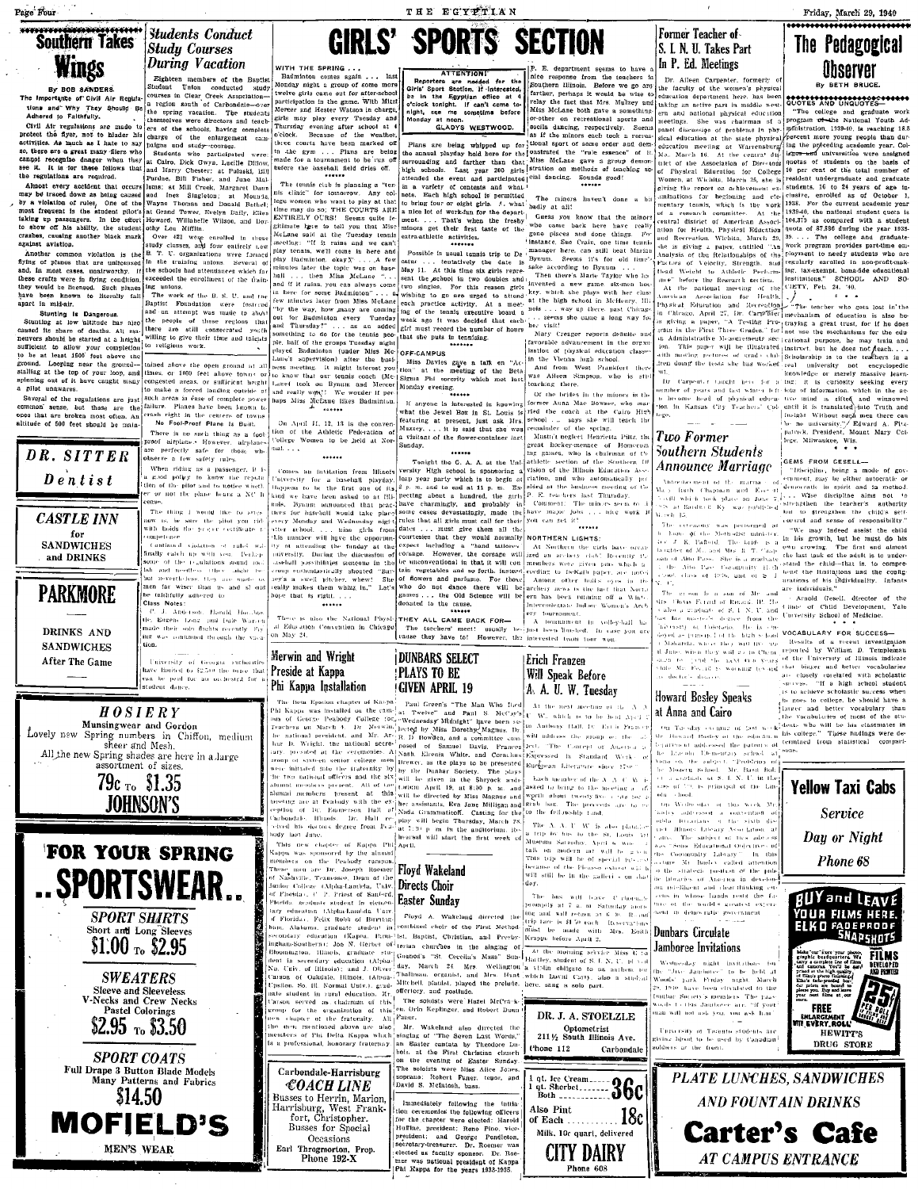# Southern Takes Wings

By BOB SANDERS

**The Importance of Civil Air Regulations and Why They Should Be Adhered to Faithfully.**

Civil Air regulations are made to protect the flyer, not to hinder his activities. As much as I hate to say so, there are a great many fliers who cannot recognize danger when they see it. It is for these fellows that the regulations are required.

Almost every accident that occurs may be traced down as being caused by a violation of rules. One of the most frequent is the student pilot's taking up passengers. In the effort to show off his ability, the student crashes, causing another black mark against aviation.

Another common violation is the flying of planes that are unlicensed and, in most cases, unairworthy. If these crafts were in flying condition, they would be licensed. Such planes have been known to literally fall apart in mid-air.

**Stunting Is Dangerous.**

Stunting at low altitude has also caused its share of deaths. All maneuvers should be started at a height sufficient to allow your completion to be at least 1500 feet above the ground. Looping near the ground—stalling at the top of your loop, and spinning out of it have caught many a pilot unawares.

Several of the regulations are just common sense, but these are the ones that are broken most often. An altitude of 500 feet should be maintained over the open ground at all times, or 1000 feet above towns or congested areas, or sufficient height to make a forced landing outside of such areas in case of complete power failure. Planes have been known to crash right in the centers of towns.

**No Fool-Proof Plane Is Built.**

There is no such thing as a fool-proof airplane. However, airplanes are perfectly safe for those who observe a few safety rules.

When riding as a passenger, it is a good policy to know the reputation of the pilot and to notice whether or not the plane bears a NC license.

The thing I would like to stress now is to see that the pilot you ride with holds the proper certificate of competence.

Continued violation of rules will finally catch up with you. Deliberate violation of the regulations could be fatal and needless ... must be ... but nevertheless, they are made for men far wiser than us and should be faithfully adhered to.

**Class Notes:**

C. J. Anderson, Harold Hughes, Eugene Lentz, and Dale Warren made their solo flights recently. Flying was continued through the vacation.

---

# Students Conduct Study Courses During Vacation

Eighteen members of the Baptist Student Union conducted study courses in Clear Creek Association—a region south of Carbondale—over the spring vacation. The students themselves were directors and teachers of the schools, having complete charge of the enlargement campaigns and study courses.

Students who participated were: at Cairo, Dick Gwyn, Lucille Dillow, and Harry Chester; at Pulaski, Bill Purdue, Bill Fisher, and June Malone; at Mill Creek, Margaret Dare and Inez Singleton; at Mounds, Wayne Thomas and Donald Bethel; at Grand Tower, Evelyn Daily, Ellen Howard, Wilhelmina Wilson, and Dorothy Lou Mifflin.

Over 421 were enrolled in these study classes, and four entirely new B. T. U. organizations were formed in the training unions. Several of the schools had attendances which far exceeded the enrollment of the training unions.

The work of the B. S. U. and the Baptist Foundation were featured and an attempt was made to show the people of these regions that there are still consecrated young people willing to give their time and talents to religious work.

University of Georgia authorities have limited to $2,500 the price that can be paid for an orchestra for a student dance.

---

# GIRLS' SPORTS SECTION

WITH THE SPRING ...

Badminton comes again ... last Monday night a group of some more twelve girls came out for after-school participation in the game. With Miss Mercer and Hester Watson in charge, girls may play every Tuesday and Thursday evening after school at 4 o'clock. Because of the weather, three courts have been marked off in the gym ... Plans are being made for a tournament to be run off before the baseball field dries off.

The tennis club is planning a "tennis clinic" for tomorrow. Any college women who want to play at that time may do so. THE COURTS ARE ENTIRELY OURS! Seems quite legitimate here to tell you that Miss McLane said at the Tuesday tennis meeting: "If it rains and we can't play tennis, we'll come in here and play Badminton, okay?" ... A few minutes later the topic was on baseball ... then Miss McLane ... and if it rains, you can always come in here for some Badminton" ... a few minutes later from Miss McLane "by the way, how many are coming out for Badminton every Tuesday and Thursday?" ... as an added something to do for the tennis people, half of the groups Tuesday night played Badminton (under Miss McLane's supervision) after the business meeting. It might interest you to know that our tennis coach (McLane) took on Bynum and Mercer and really won!! We wonder if perhaps Miss McLane likes Badminton.

On April 11, 12, 13 is the convention of the Athletic Federation of College Women to be held at Normal ...

Comes an invitation from Illinois University for a baseball playday, happens to be the first one of its kind we have been asked to at Illinois. Bynum announced that practices for baseball would take place every Monday and Wednesday night after school ... nine girls from this number will have the opportunity of attending the Sunday at the University. During the discussion of baseball possibilities someone in the group enthusiastically shouted "Baseball is a swell pitcher, whew! She really makes them whizz in." Let's hope that is right ...

There is also the National Physical Education Convention in Chicago on May 24.

ATTENTION!

Reporters are needed for the Girls' Sport Section, if interested, be in the Egyptian office at 4 o'clock tonight. If can't come tonight, see me sometime before Monday at noon.

GLADYS WESTWOOD.

Plans are being whipped up for the annual playday held here for the surrounding and farther than that high schools. Last year 260 girls attended the event and participated in a variety of contests and whatnots. Each high school is permitted to bring four or eight girls. A what a nice lot of work-fun for the department ... That's when the freshmen minors get their first taste of the extra-athletic activities.

Possible is usual tennis trip to Decatur ... tentatively the date is May 11. At this time six girls represent the school in two doubles and two singles. For this reason girls wishing to go are urged to attend each practice activity. At a meeting of the tennis executive board a week ago it was decided that each girl must record the number of hours that she puts in tennising.

OFF-CAMPUS

Miss Davies gave a talk on "Action" at the meeting of the Beta Sigma Phi sorority which met last Monday evening.

If anyone is interested in knowing what the Jewel Box in St. Louis is featuring at present, just ask Mrs. Muzzey ... it is said that she was a visitant of the flower-container last Sunday.

Tonight the C. A. A. at the University High School is sponsoring a tea pay party which is to begin at 8 p. m. and to end at 11 p. m. Expecting about a hundred, the girls have charmingly, and probably in some cases devastatingly, made the rules that all girls must call for their dates ... must give them all the courtesies that they would normally expect including a "hand tattooed" corsage. However, the corsage will be unconventional in that it will contain vegetables and so forth, instead of flowers and perfume. For those who do not dance there will be games ... the Old Science will be donated to the cause.

THEY ALL CAME BACK FOR—

The teachers' meet! usually because they have to! However, the P. E. department seems to have a nice response from the teachers in Southern Illinois. Before we go any farther, perhaps it would be wise to relay the fact that Mrs. Muzzey and Miss McLane both gave a something-or-other on recreational sports and social dancing, respectively. Seems as if the minors each took a recreational sport of some order and demonstrated the "rule essence" of it. Miss McLane gave a group demonstration on methods of teaching social dancing. Sounds good!

The minors haven't done so badly at all!

Guess you know that the minors who came back here have really gone places and done things. For instance, Zoe Cyan, one time tennis manager here, can still beat Marian Bynum. Seems it's for old time's sake according to Bynum ...

Then there's Marie Taylor who has invented a new game six-men hockey, which she plays with her class at the high school in McHenry. Illinois ... way up there past Chicago ... seems she came a long way for her visit!

Mary Creager reports definite and favorable advancement in the organization of physical education classes in the Vienna high school.

And from West Frankfort there was Alleen Simpson, who is still teaching there.

Of the brides in the minors is the former Anna Mae Bowser, who married the coach at the Cairo High school ... says she will teach the remainder of the spring.

Mustn't neglect Henrietta Piltz, the great hockey-menace of Homecoming games, who is chairman of the athletic section of the Southern Division of the Illinois Education Association, and who automatically presided at the business meeting of the P. E. teachers last Thursday.

Comment: The minors seem to have major jobs ... nice work if you can get it!

NORTHERN LIGHTS:

At Northern the girls have organized an archery club. Recently its members were given pins which, according to DeKalb papers, are needed ... Among other bull's eyes in the archery news is the fact that Northern has been informed of the National Intercollegiate Indoor Women's Archery tournament.

A tournament in volley-ball has just been finished. In case you are interested from your way ...

---

# Former Teacher of S. I. N. U. Takes Part In P. Ed. Meetings

Dr. Aileen Carpenter, formerly of the faculty of the women's physical education department here, has been taking an active part in middle western and national physical education meetings. She was chairman of a panel discussion of problems in physical education at the state physical education meeting at Warrensburg, Mo., March 16. At the central district of the Association of Directors of Physical Education for College Women, at Wichita, March 25, she is giving the report on achievement examinations for beginning and elementary tennis, which is the work of a research committee. At the central district of American Association for Health, Physical Education and Recreation, Wichita, March 29, she is giving a paper, entitled "An Analysis of the Relationships of the Factors of Velocity, Strength, and Dead Weight to Athletic Performance" before the Research section.

At the national meeting of the American Association for Health, Physical Education and Recreation in Chicago, April 27, Dr. Carpenter is giving a paper, "A Testing Program in the First Three Grades, for an Administrative Measurements section. This paper will be illustrated with motion pictures of grade children doing the tests she has worked out.

Dr. Carpenter taught here for a number of years and last winter left to become head of physical education in Kansas City Teachers' College.

---

# Two Former Southern Students Announce Marriage

Announcement of the marriage of Mary Ruth Chapman and Eugene Tweill which took place on June 7, 1939 at Bardwell, Ky. was published March 15.

The ceremony was performed at the home of the Methodist minister, Rev. J. K. Rabold. The bride is a daughter of Mr. and Mrs. R. T. Chapman of Alto Pass. She is a graduate of the Alto Pass Community High school, class of 1936, and of S. I. N. U.

The groom is a son of Mr. and Mrs. Thomas Tweill of ... He is also a graduate of S. I. N. U. and has his master's degree from the University of Colorado. He is employed as principal of the high school at ... where they will live until June when they will go to Champaign to spend the next year ... while Mr. Tweill is working toward his doctor's degree.

---

# Howard Bosley Speaks at Anna and Cairo

On Tuesday evening of last week, Mr. Howard Bosley of the education department addressed the patrons of the Lincoln Elementary school at Anna on the subject "Problems of the Modern School." Mr. Basil Boltz, a graduate of S. I. N. U. in the class of '31, is principal of the Lincoln school.

On Wednesday of this week, Mr. Bosley addressed a convention of public librarians of the sixth district of the Illinois Library Association at Cairo. The subject of his address was "Some Educational Objectives of the Community Library." In this lecture, Mr. Bosley called attention to the strategic position of the public libraries of America in developing an intelligent and thinking citizenry in whose hands rests the future of the world's greatest experiment in democratic government.

---

# Dunbars Circulate Jamboree Invitations

Wednesday night invitations for the "Jive Jamboree" to be held at Woods' park Friday night, March 29, 1940 have been circulated by the Dunbar Society members. The Jamboree is for the Dunbars ... "if your man will not ask you, you ask him!"

University of Toronto students are giving blood to be used by Canadian soldiers at the front.

---

# The Pedagogical Observer

By BETH BRUCE

**QUOTES AND UNQUOTES—**

"The college and graduate work program of the National Youth Administration, 1939-40, is reaching 18.8 percent more young people than during the preceding academic year. Colleges and universities were assigned quotas of students on the basis of 10 per cent of the total number of resident undergraduate and graduate students, 16 to 24 years of age inclusive, enrolled as of October 1, 1938. For the current academic year 1939-40, the national student quota is 104,375 as compared with a student quota of 87,886 during the year 1938-39. ... The college and graduate-work program provides part-time employment to needy students who are regularly enrolled in non-profit-making, tax-exempt, bona-fide educational institutions." SCHOOL AND SOCIETY, Feb. 24, '40.

"The teacher who gets lost in the mechanism of education is also betraying a great trust, for if he does not use the mechanisms for the educational purpose, he may train and instruct, but he does not teach. ... Scholarship is to the teachers in a real university not encyclopedic knowledge or merely massive learning; it is curiosity seeking every bit of information which in the active mind is sifted and winnowed until it is translated into Truth and insight. Without such men there can be no university." Edward A. Fitzpatrick, President, Mount Mary College, Milwaukee, Wis.

**GEMS FROM GESELL—**

"Discipline, being a mode of government, may be either autocratic or democratic in spirit and in method. ... Wise discipline aims not to strengthen the teacher's authority but to strengthen the child's self-control and sense of responsibility."

"We may indeed assist the child in his growth, but he must do his own growing. The first and almost the last task of the adult is to understand the child—that is to comprehend the limitations and the conglomerations of his individuality. Infants are individuals."

Arnold Gesell, director of the Clinic of Child Development, Yale University School of Medicine.

**VOCABULARY FOR SUCCESS—**

Results of a recent investigation reported by William D. Templeman of the University of Illinois indicate that bigger and better vocabularies are closely correlated with scholastic success. "If a high school student is to achieve scholastic success when he goes to college, he should have a larger and better vocabulary than the vocabularies of most of the students who will be his classmates in his college." These findings were determined from statistical comparisons.

---

# Merwin and Wright Preside at Kappa Phi Kappa Installation

The Beta Epsilon chapter of Kappa Phi Kappa was installed on the campus of George Peabody College for Teachers on March 1. Dr. Merwin, the national president, and Mr. Arthur D. Wright, the national secretary, presided at the ceremonies. A group of sixteen senior college men were initiated into the fraternity by the two national officers and the six alumni members present. All of the alumni members present at this meeting are at Peabody with the exception of Dr. Emmerson Hall of Carbondale, Illinois. Dr. Hall received his doctor's degree from Peabody last June.

This new chapter of Kappa Phi Kappa was sponsored by the alumni members on the Peabody campus. These men are Dr. Joseph Roemer of Nashville, Tennessee, Dean of the Junior College (Alpha-Lambda, Univ. of Florida), J. C. Priest of Sanford, Florida, graduate student in elementary education (Alpha-Lambda, Univ. of Florida); Felix Robb of Birmingham, Alabama, graduate student in secondary education (Kappa, Birmingham-Southern); Joe N. Gerber of Bloomington, Illinois, graduate student in secondary education (Alpha-Nu, Univ. of Illinois); and J. Oliver Carson of Oakdale, Illinois (Alpha-Upsilon, So. Ill. Normal Univ.), graduate student in rural education. Mr. Carson served as chairman of this group for the organization of this new chapter of the fraternity. All the men mentioned above are also members of Phi Delta Kappa which is a professional, honorary fraternity.

---

# DUNBARS SELECT PLAYS TO BE GIVEN APRIL 19

Paul Green's "The Man Who Died at Twelve" and Paul S. McCoy's "Wednesday Midnight" have been selected by Miss Dorothy Magnus, Dr. R. D. Bowden, and a committee composed of Samuel Davis, Frances Nash, Eileen White, and Cornelius Brewer, as the plays to be presented by the Dunbar Society. The plays will be given in the Shryock auditorium April 19, at 8:00 p. m. and will be directed by Miss Magnus and her assistants, Eva June Milligan and Nada Grammaticoff. Casting for the play will begin Thursday, March 28, at 7:30 p. m. in the auditorium. Rehearsal will start the first week of April.

---

# Floyd Wakeland Directs Choir Easter Sunday

Floyd V. Wakeland directed the combined choir of the First Methodist, Baptist, Christian, and Presbyterian churches in the singing of Gounod's "St. Cecilia's Mass" Sunday, March 24. Mrs. Wellington Thalman was organist and Mrs. Hunt Mitchell, pianist, played the prelude, offertory, and postlude.

The soloists were Hazel McCracken, Orin Keplinger, and Robert Dunn Faner.

Mr. Wakeland also directed the singing of "The Seven Last Words," an Easter cantata by Theodore Dubois, at the First Christian church on the evening of Easter Sunday. The soloists were Miss Alice Jones, soprano; Robert Faner, tenor, and David S. McIntosh, bass.

Immediately following the initiation ceremonies the following officers for the chapter were elected: Harold Huffine, president; Remo Pino, vice-president; and George Pendleton, secretary-treasurer. Dr. Roemer was elected as faculty sponsor. Dr. Roemer was national president of Kappa Phi Kappa for the years 1933-1935.

---

# Erich Franzen Will Speak Before A. A. U. W. Tuesday

At the next meeting of the A. A. U. W., which is to be held April 2 in Anthony Hall, Dr. Erich Franzen will address the group on the subject, "The Concept of America as Expressed in Standard Works of European Literature since 1789."

Each member of the A. A. U. W. is asked to bring to the meeting a gift worth about twenty ... for a grab bag. The proceeds are to go to the fellowship fund.

The A. A. U. W. is also planning a trip by bus to the St. Louis Art Museum Saturday, April 6, for a talk on modern art will be given. This trip will be of special interest because of the Picasso exhibit which will still be in the galleries on that day.

The bus will leave at 7 o'clock promptly at 7 a. m. Saturday morning and will return at 6 p. m. Round trip fare is $1.50 each. Reservations must be made with Mrs. Edith Krappe before April 2.

At the morning service Miss Mary Hartley, student of S. I. N. U., played a violin obligato to an anthem, for which David Carty, also a student here, sang a solo part.

---

**Southern Students DR. SITTER Dentist**

**CASTLE INN** for SANDWICHES and DRINKS

**PARKMORE** DRINKS AND SANDWICHES After The Game

**HOSIERY** Munsingwear and Gordon. Lovely new Spring numbers in Chiffon, medium sheer and Mesh. All the new Spring shades are here in a large assortment of sizes. 79c To $1.35 **JOHNSON'S**

**FOR YOUR SPRING ..SPORTSWEAR..**

SPORT SHIRTS — Short and Long Sleeves — $1.00 To $2.95

SWEATERS — Sleeve and Sleeveless, V-Necks and Crew Necks, Pastel Colorings — $2.95 To $3.50

SPORT COATS — Full Drape 3 Button Blade Models, Many Patterns and Fabrics — $14.50

**MOFIELD'S** MEN'S WEAR

**Carbondale-Harrisburg COACH LINE** — Busses to Herrin, Marion, Harrisburg, West Frankfort, Christopher. Busses for Special Occasions. Earl Throgmorton, Prop. Phone 192-X

**DR. J. A. STOELZLE** Optometrist, 211½ South Illinois Ave. Phone 112 Carbondale

1 qt. Ice Cream, 1 qt. Sherbet, Both — 36c. Also Pint of Each — 18c. Milk, 10c quart, delivered. **CITY DAIRY** Phone 608

**Yellow Taxi Cabs** — Service Day or Night — Phone 68

**BUY and LEAVE YOUR FILMS HERE. ELKO FADEPROOF SNAPSHOTS** — FILMS DEVELOPED AND PRINTED 25c — FREE ENLARGEMENT WITH EVERY ROLL — HEWITT'S DRUG STORE

**PLATE LUNCHES, SANDWICHES AND FOUNTAIN DRINKS — Carter's Cafe — AT CAMPUS ENTRANCE**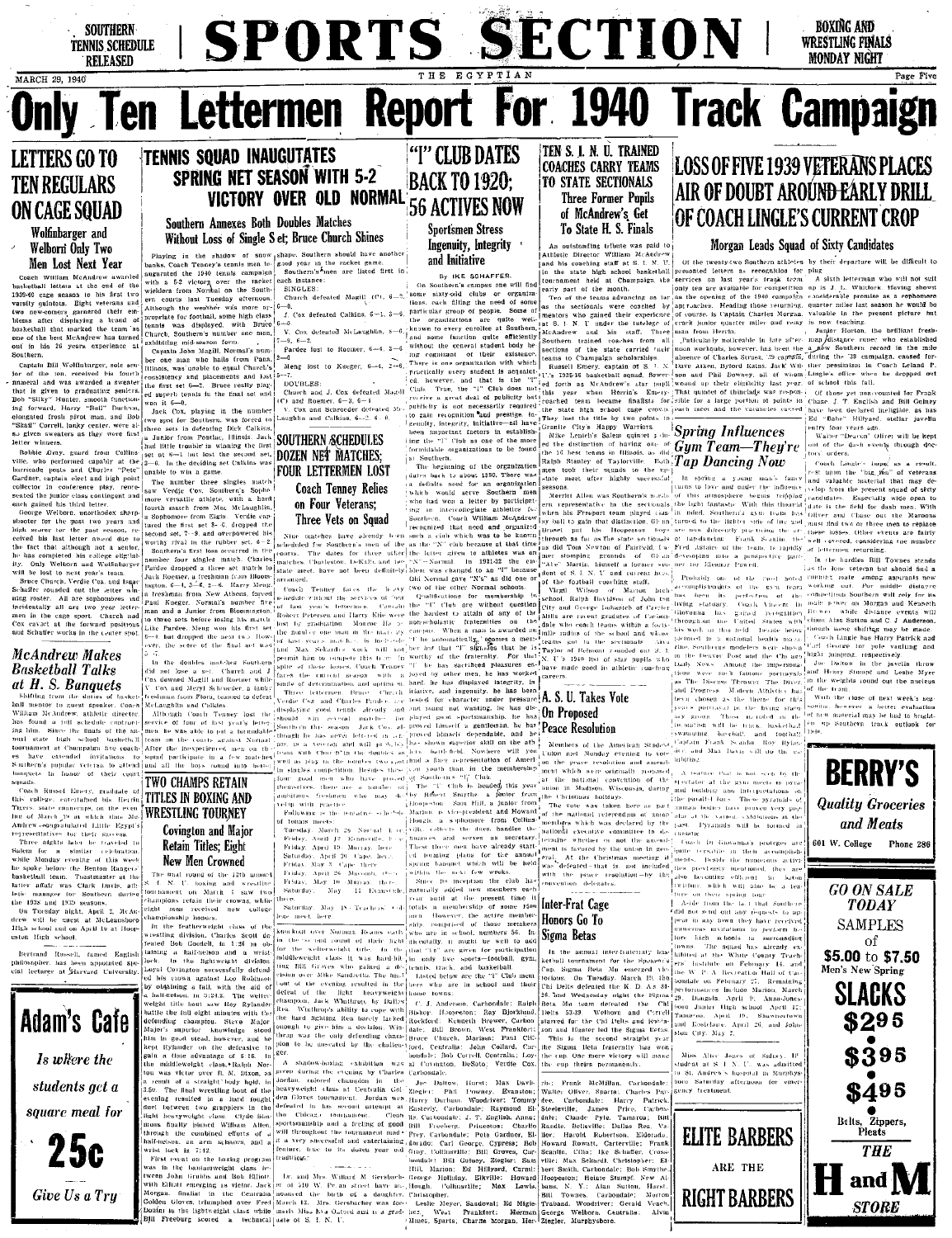SOUTHERN TENNIS SCHEDULE RELEASED

# SPORTS SECTION

BOXING AND WRESTLING FINALS MONDAY NIGHT

MARCH 29, 1940 — THE EGYPTIAN

# Only Ten Lettermen Report For 1940 Track Campaign

## LETTERS GO TO TEN REGULARS ON CAGE SQUAD

### Wolfinbarger and Welborn Only Two Men Lost Next Year

Coach William McAndrew awarded basketball letters at the end of the 1939-40 cage season to his first two varsity quintets. Eight veterans and two new-comers garnered their emblems after displaying a brand of basketball that marked the team as one of the best McAndrew has turned out in his 26 years experience at Southern.

Captain Bill Wolfinbarger, sole senior of the ten, received his fourth annual and was awarded a sweater that is given to graduating seniors. Bob "Silky" Hunter, smooth functioning forward, Harry "Bull" Durham, elongated fresh pivot man, and Bob "Skid" Correll, lanky center, were also given sweaters as they were first letter winners.

Robbie Gray, guard from Collinsville, who performed capably at the barricade posts and Charles "Pete" Gardner, captain elect and high point collector in conference play, represented the junior class contingent and each gained his third letter.

George Welborn, unorthodox sharpshooter for the past two years and high scorer for the past season, received his last letter award due to the fact that although not a senior, he has completed his college eligibility. Only Welborn and Wolfinbarger will be lost to next year's team.

Bruce Church, Verdie Cox, and Isaac Schaffer rounded out the letter winning roster. All are sophomores and incidentally all are two year lettermen in the cage sport. Church and Cox cavort at the forward positions and Schaffer works in the center spot.

## McAndrew Makes Basketball Talks at H. S. Banquets

Shifting from the duties of basketball mentor to guest speaker, Coach William McAndrew, athletic director, has found a full schedule confronting him. Since the finals of the annual state high school basketball tournament at Champaign five coaches have extended invitations to Southern's popular veteran to attend banquets in honor of their court squads.

Coach Russel Emery, graduate of this college, entertained his Herrin Tigers state champions on the evening of March 20 at which time McAndrew congratulated Little Egypt's representatives for their success.

Three nights later he traveled to Salem for a similar celebration while Monday evening of this week he spoke before the Benton Rangers' basketball team. Toastmaster at the latter affair was Clark Davis, athletic manager for Southern during the 1938 and 1939 seasons.

On Tuesday night, April 2, McAndrew will be guest at McLeansboro High school and on April 10 at Hoopeston High school.

Bertrand Russell, famed English philosopher, has been appointed special lecturer at Harvard University.

**Adam's Cafe**

*Is where the students get a square meal for*

**25c**

*Give Us a Try*

## TENNIS SQUAD INAUGURATES SPRING NET SEASON WITH 5-2 VICTORY OVER OLD NORMAL

### Southern Annexes Both Doubles Matches Without Loss of Single Set; Bruce Church Shines

Playing in the shadow of snow banks, Coach Tenney's tennis men inaugurated the 1940 tennis campaign with a 5-2 victory over the racket wielders from Normal on the Southern courts last Tuesday afternoon. Although the weather was more appropriate for football, some high class tennis was displayed, with Bruce Church, Southern's number one man, exhibiting mid-season form.

Captain John Magill, Normal's number one man who hails from Pana, Illinois, was unable to equal Church's consistency and placements and lost the first set 6—3. Bruce really played superb tennis in the final set and won it 6—0.

Jack Cox, playing in the number two spot for Southern, was forced to three sets in defeating Dick Calkins, a junior from Pontiac, Illinois. Jack had little trouble in winning the first set at 6—1 but lost the second set, 3—6. In the deciding set Calkins was unable to win a game.

The number three singles match saw Verdie Cox, Southern's Sophomore versatile athlete, with a hard fourth match from Mac McLaughlin, a Sophomore from Elgin. Verdie captured the first set 8—6, dropped the second set, 7—9, and overpowered his worthy rival in the third set, 6—2.

Southern's first loss occurred in the number four singles match. Charles Pardee dropped a three set match to Jack Roemer, a freshman from Bloomington, 6—4, 3—6, 2—6. Harry Meng, a freshman from New Athens, faced Paul Kueger, Normal's number five man and a Junior from Bloomington, to three sets before losing his match. Like Pardee, Meng won his first set 6—4, but dropped the next two. However, the score of the final set was 5—7.

In the doubles matches Southern did not lose a set. Church and J. Cox downed Magill and Roemer while V. Cox and Meryl Schroeder, a lanky freshman from Flora, teamed to defeat McLaughlin and Calkins.

Although Coach Tenney lost the service of four of last year's lettermen, he was able to put a formidable team on the courts against Normal. After the inexperienced men are in shape, Southern should have another good year in the racket game.

Southern's men are listed first in each instance:

SINGLES:

Church defeated Magill (C), 6—3, 6—0.

J. Cox defeated Calkins, 6—1, 3—6, 6—0.

V. Cox defeated McLaughlin, 8—6, 7—9, 6—2.

Pardee lost to Roemer, 6—4, 3—6, 2—6.

Meng lost to Kueger, 6—4, 2—6, 5—7.

DOUBLES:

Church and J. Cox defeated Magill (C) and Roemer, 6—3, 6—1.

V. Cox and Schroeder defeated McLaughlin and Calkins, 6—2, 6—0.

## TWO CHAMPS RETAIN TITLES IN BOXING AND WRESTLING TOURNEY

### Covington and Major Retain Titles; Eight New Men Crowned

The final round of the 12th annual S. I. N. U. boxing and wrestling tournament on March 7 saw two champions retain their crowns, while eight men received new college championship honors.

In the featherweight class of the wrestling division, Charles Scott defeated Bob Goodell, in 1:26 by obtaining a half-nelson and a wrist lock. In the lightweight division Loyal Covington successfully defended his crown against Leo Robinson by obtaining a fall, with the aid of a half-nelson, in 5:24.2. The welterweight title bout saw Roy Rylander battle the full eight minutes with the defending champion, Steve Major. Major's superior knowledge stood him in good stead, however, and he kept Rylander on the defensive to gain a time advantage of 6:16. In the middleweight class, Ralph Norton was the victor over R. M. Dixon, as a result of a straight body hold, in 3:50. The final wrestling bout of the evening resulted in a hard fought duel between two grapplers in the light heavyweight class. Clyde Simmons finally pinned William Allen, through the combined efforts of a half-nelson, an arm scissors, and a wrist lock in 7:12.

First event on the boxing program was in the bantamweight class between John Turner and Bob Elliott with Elliott emerging as victor. Jack Morgan, finalist in the Centralia Golden Gloves, triumphed over Fred Doulin in the lightweight class while Bill Freeburg scored a technical knockout over Norman Reams early in the second round of their light heavyweight class. It was Bill Groves who gained a decision over Mike Sandretto. The third bout of the evening resulted in the defeat of the light heavyweight champion, Jack Whitlong, by Dallas Rea. Whitlong's ability to cope with the hard hitting Rea barely lacked enough to give him a decision. Whitlong was the only defending champion to be unseated by the challenger.

A shadow-boxing exhibition was given during the evening by Charles Jordan, colored champion in the heavyweight class at Centralia Golden Gloves tournament. Jordan was defeated in his second attempt at the Chicago tournament. Clean sportsmanship and a feeling of good will throughout the tournament made it a very successful and entertaining feature, true to its dozen year old tradition.

Dr. and Mrs. Willard M. Gersbacher of 510 W. Pecan street have announced the birth of a daughter, March 13. Mrs. Gersbacher was formerly Miss Eva Oxford and is a graduate of S. I. N. U.

## SOUTHERN SCHEDULES DOZEN NET MATCHES; FOUR LETTERMEN LOST

### Coach Tenney Relies on Four Veterans; Three Vets on Squad

Nine matches have already been scheduled for Southern's men of the racket. The dates for three other matches, Charleston, DeKalb, and two state meet, have not been definitely arranged.

Coach Tenney faces the heavy schedule without the services of four of last year's lettermen. Captain Robert Petersen and Harry Kite were lost by graduation. Monroe Hess and Max Sekaricki ... of last year's ... permit him to compete this year. In spite of these losses, Coach Tenney faces the current season with a smile of determination and optimism. Three lettermen, Bruce Church, Verdie Cox and Charles Pardee are displaying good tennis already and should win several matches for Southern this season. Jack Cox, though he has never lettered in tennis, is a veteran and will probably team with Church in the doubles as well as play in the number two spot in singles competition. Besides these four good men who have proved themselves, there are a number of ambitious freshmen who may develop with practice.

Following is the tentative schedule of tennis meets:

Tuesday, March 26, Normal. Here.

Friday, April 12, Evansville. Here.

Friday, April 19, Murray. Here.

Saturday, April 20, Cape. Here.

Friday, May 3, Cape. There.

Friday, April 26, Macomb. There.

Friday, May 10, Murray. There.

Saturday, May 11, Evansville. There.

Saturday, May 18, Teachers Colleges meet, here.

## "I" CLUB DATES BACK TO 1920; 56 ACTIVES NOW

### Sportsmen Stress Ingenuity, Integrity and Initiative

By IKE SCHAFFER.

On Southern's campus one will find some sixty-odd clubs or organizations, each filling the need of some particular group of people. Some of the organizations are quite well-known to every enrollee at Southern, and some function quite efficiently without the general student body being cognizant of their existence. There is one organization with which practically every student is acquainted, however, and that is the "I" Club. True, the "I" club does not receive a great deal of publicity but publicity is not necessarily required to gain recognition and prestige. Ingenuity, integrity, initiative—all have been important factors in establishing the "I" Club as one of the more formidable organizations to be found at Southern.

The beginning of the organization dates back to about 1920. There was a definite need for an organization which would serve Southern men who had won a letter by participating in intercollegiate athletics for Southern. Coach William McAndrew recognized that need and organized such a club which was to be known as the "N" club because at that time the letter given to athletes was an "N"—Normal. In 1931-32 the emblem was changed to an "I" because Old Normal gave "N's" as did one or two of the other Normal schools.

Qualifications for membership in the "I" club are without question the hardest to attain at any of the honor-honorary fraternities on the campus. When a man is awarded an "I" he automatically becomes a member but that "I" signifies that he is worthy of the fraternity. For that "I" he has sacrificed pleasures enjoyed by other men, he has worked hard, he has displayed integrity, he has shown ingenuity, he has been tested for character under pressure and found not wanting, he has displayed good sportsmanship, he has proved himself a gentleman, he has proved himself dependable, and he has shown superior skill on the athletic battle-field. Nowhere will you find a finer representation of American youth than in the membership of Southern's "I" Club.

The "I" Club is headed this year by Robert Smythe, a junior from Hoopeston. Sam Hill, a junior from Marion, is vice-president and Howard Hough, a sophomore from Collinsville, collects the dues, handles the finances and serves as secretary. These three men have already started forming plans for the annual spring banquet which will be held within the next few weeks.

Since its inception the club has naturally added new members each year until at the present time it totals a membership of some 1500 men. However, the active membership comprised of those members who are in school, numbers 56. Incidentally, it might be well to add that "I's" are given for participation in only five sports—football, gym, tennis, track and basketball.

Listed below are the "I" Club members who are in school and their home towns.

C. J. Anderson, Carbondale; Ralph Bishop, Hoopeston; Ray Bjorklund, Rockford; Kenneth Brewer, Carbondale; Bill Brown, West Frankfort; Bruce Church, Marion; Paul Clifford, Centralia; John Collard, Carbondale; Bob Correll, Centralia; Loyal Covington, DeSoto; Verdie Cox, Carbondale;

Joe Dalton, Hurst; Max Davidson, Coulterville; ... Harry Durham, Woodriver; Tommy Easterly, Carbondale; Raymond Elliott, Carbondale; J. T. English, Anna; Bill Freeburg, Princeton; Charlie Frey, Carbondale; Pete Gardner, Eldorado; Carl George, Cypress; Bob Gray, Collinsville; Bill Groves, Carbondale; Bill Gulley, Ziegler; Sam Hill, Marion; Ed Hillyard, Carmi; George Holliday, Elkville; Howard Hough, Collinsville; Max Lewis, Christopher;

Leslie Meyer, Sandoval; Ed Migielski, West Frankfort; Herman Hines, Sparta; Charles Morgan, Herrin; Frank McMillan, Carbondale; Walter Oliver, Sparta; Charles Pardee, Carbondale; Harry Patrick, Steeleville; James Price, Carbondale; Claude Pyle, Tamaroa; Bill Randle, Belleville; Dallas Rea, Valier; Harold Robertson, Eldorado; Howard Barrett, Carterville; Frank Scanlin, Cilio; Ike Schaffer, Crossville; Max Sekaricki, Christopher; Elbert Smith, Carbondale; Bob Smythe, Hoopeston; Eldon Sweet, New Athens; N. Y.; Alan Sutton, Hurst; Bill Townes, Carbondale; Morton Traband, Woodriver; Gerald Veach, Carbondale; George Welborn, Centralia; Alvin Ziegler, Murphysboro.

## TEN S. I. N. U. TRAINED COACHES CARRY TEAMS TO STATE SECTIONALS

### Three Former Pupils of McAndrew's Get To State H. S. Finals

An outstanding tribute was paid to Athletic Director William McAndrew and his coaching staff at S. I. N. U. in the state high school basketball tournament held at Champaign the early part of the month.

Ten of the teams advancing as far as the sectionals were coached by mentors who gained their experience at S. I. N. U. under the tutelage of McAndrew and his staff. Three Southern trained coaches from all sections of the state carried their teams to Champaign scholarships.

Russell Emery, captain of S. I. N. U.'s 1935-36 basketball squad, flowered forth as McAndrew's star pupil this year when Herrin's Emery-coached team became finalists in the state high school cage crown. They lost the title by two points to Granite City's Happy Warriors.

Mike Lenich's Salem quintet gained the distinction of having one of the 16 best teams in Illinois, as did Ralph Stanley of Taylorville. Both men took their squads to the upstate meet after highly successful seasons.

Merritt Allen was Southern's other representative in the sectionals when his Freeport team played its way halt to gain that distinction. Glenn Bissell put his Hoopeston boys through as far as the state sectionals as did Tom Newton of Fairfield. Cornet stomping grounds of Glenn Atkins. Maurice Russell a former student of S. I. N. U. and current head of the football coaching staff.

Virgil Wilson of Marion high school, Ralph Davidson of Johnston City and George Iubanich of Carrier Mills are recent graduates of Carbondale who coached teams within a forty-mile radius of the school and whose teams got to the sectionals. Ave Taylor of Belmont rounded out S. I. N. U.'s 1940 list of star pupils who have made good in athletic coaching careers.

## A. S. U. Takes Vote On Proposed Peace Resolution

Members of the American Student Union met Monday evening to vote on the peace resolution and amendment which was originally proposed at the national convention of the union in Madison, Wisconsin, during the Christmas holidays.

The vote was taken here as part of the national referendum of union members which was declared by the national executive committee to determine whether or not the amendment is favored by the union in general. At the Christmas meeting it ... delegates ... that is not included with the peace resolution—by the convention delegates.

## Inter-Frat Cage Honors Go To Sigma Betas

In the annual interfraternity basketball tournament for the Spencer Cup, Sigma Beta Mu emerged victorious. On Tuesday, March 19, the Chi Delts defeated the K. D. As 31-26, and Wednesday night the Sigma Beta Mu team defeated the Chi Delts 53-39. Welborn and Correll starred for the Chi Delts and Robinson and Hunter led the Sigma Betas. This is the second straight year the Sigma Beta fraternity has won the cup. One more victory will make the cup theirs permanently.

## LOSS OF FIVE 1939 VETERANS PLACES AIR OF DOUBT AROUND EARLY DRILL OF COACH LINGLE'S CURRENT CROP

### Morgan Leads Squad of Sixty Candidates

Of the twenty-two Southern athletes presented letters as recognition for services on last year's track team only ten are available for competition as the opening of the 1940 campaign approaches. Heading those returning, of course, is Captain Charles Morgan, crack junior quarter miler and relay man from Herrin.

Particularly noticeable in late afternoon workouts, however, has been the absence of Charles Strate, '39 captain, Dave Aiken, Byford Rains, Jack Wilson and Phil Downey, all of whom wound up their eligibility last year. That quintet of thinclads was responsible for a large portion of points in each meet and the vacancies caused by their departure will be difficult to plug.

A sixth letterman who will not suit up is J. L. Whitlock. Having shown considerable promise as a sophomore quarter miler last season he would be valuable in the present picture but is now teaching.

Junior Horton, the brilliant freshman distance runner who established a new Southern record in the mile during the '39 campaign, caused further pessimism in Coach Leland P. Lingle's office when he dropped out of school this fall.

Of those yet non-counted for Frank Chase, J. T. English and Bill Gulley have been declared ineligible, as has Ed "Babe" Hillyard, stellar javelin entry four years ago.

Walter "Deacon" Oliver will be kept out of the dash events through doctors' orders.

Coach Lingle's hopes as a result rest upon the "big four" of veterans and valuable material that may develop from the present squad of sixty candidates. Especially wide open to date is the field for dash men. With Oliver and Chase out the Maroons must find two or three men to replace these losses. Other events are fairly well covered considering the number of lettermen returning.

In the hurdles Bill Townes stands as the lone veteran but should find a number of mates among aspirants now working out. For middle distance competition Southern will rely for its main power on Morgan and Kenneth Bixler, while distance events will claim Alan Sutton and C. J. Anderson, though some shifting may be made.

Coach Lingle has Harry Patrick and Carl George for pole vaulting and high jumping respectively.

Joe Dalton in the javelin throw and Henry Stumpf and Leslie Meyer in the weights round out the nucleus of the team.

With the close of next week's registration, however, a better evaluation of track material may be had to brighten up Southern track outlook for 1940.

## Spring Influences Gym Team—They're Tap Dancing Now

In spring a young man's fancy turns to love and under the influence of this atmosphere teams reckoning the light fantastic. With this thought in mind, Southern's gym team has turned to the lighter side of the gym and now diversity practicing the art of tap-dancing. Frank Scanlin, the Fred Astaire of the team, is rapidly developing into a prospective partner for Eleanor Powell.

Probably one of the most noted accomplishments of the tap team has been its performance of the living statuary. Coach Vincent DiGiovanna has gained recognition throughout the United States with his work in this field. Besides being pictured in a national health magazine, Southern's modelers were shown in the Denver Post and the Chicago Daily News. Among the impersonations were such famous portraits as The Discus Thrower, The Diver, and Progress. Modern Athletics has been chosen as the theme for this year's portrayal of the living statuary group. These include modern modes of such sports as ... swimming, baseball, and football. Captain Frank Scanlin, Roy Rylander and Max Davis will do the coaching.

A feature that is not seen by the spectator at the gym meets is pyramid building and interpretations on the parallel bars. These pyramids of human bodies have proven very popular at the various exhibitions in the past. Pyramids will be formed in ...

Coach Di Giovanna's proteges are quite versatile in their accomplishments. Despite the numerous activities previously mentioned, they are also becoming efficient in tumbling, which will also be a feature on their spring tour.

Aside from the fact that Southern did not send out any requests to appear in any town they have received numerous invitations to perform before high schools in surrounding towns. The squad has already exhibited at the White County Teachers' Institute on February 14, and the W. P. A. Recreation Hall of Carbondale on February 27. Remaining performances include Marion, March 29, Dongola, April 9, Anna-Jonesboro Junior High school, April 12; Tamaroa, April 19, Shawneetown and Rosiclare, April 26, and Johnston City, May 2.

Miss Alice Jones of Salem, '40 student at S. I. N. U., was admitted to St. Andrew's hospital in Murphysboro Saturday afternoon for emergency treatment.

**BERRY'S**

*Quality Groceries and Meats*

601 W. College — Phone 286

**ELITE BARBERS**

ARE THE

**RIGHT BARBERS**

*GO ON SALE TODAY*

SAMPLES of

**$5.00 to $7.50**

Men's New Spring

**SLACKS**

**$2.95**

**$3.95**

**$4.95**

Belts, Zippers, Pleats

*THE*

**H and M**

**STORE**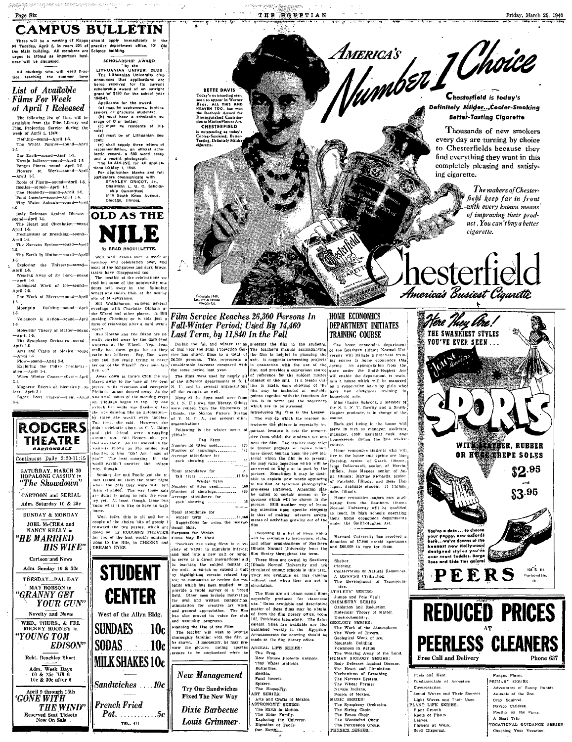# CAMPUS BULLETIN

There will be a meeting of Kappa Pi Tuesday, April 2, in room 201 of the Main building. All members are urged to attend as important business will be discussed.

All students who will need practice teaching the summer term should apply immediately in the practice department office, 101 Old Science building.

## SCHOLARSHIP AWARD by the LITHUANIAN UNIVER. CLUB

The Lithuanian University club announces that applications are being received for its current scholarship award of an outright grant of $150 for the school year 1940-41.

Applicants for the award:

(a) may be sophomores, juniors, seniors or graduate students;

(b) must have a scholastic average of C or better;

(c) must be residents of Illinois;

(d) must be of Lithuanian descent;

(e) shall supply three letters of recommendation, an official scholastic record, a 500 word essay and a recent photograph.

The DEADLINE for all applications is May 1, 1940.

For application blanks and full particulars communicate with STANLEY DRIGOT, Jr., Chairman L. U. C. Scholarship Committee, 5114 South Knox Avenue, Chicago, Illinois.

## List of Available Films For Week of April 1 Released

The following list of films will be available from the Film Library and Film Projection Service during the week of April 1, 1940:

Clothing—sound—April 1-5.
The Wheat Farmer—sound—April 1-5.
Our Earth—sound—April 1-5.
Navajo Indians—sound—April 1-5.
Fungus Plants—sound—April 1-5.
Flowers at Work—sound—April—April 1-5.
Roots of Plants—sound—April 1-5.
Beetles—sound—April 1-5.
The House-fly—sound—April 1-5.
Pond Insects—sound—April 1-5.
Tiny Water Animals—sound—April 1-5.
Body Defenses Against Disease—sound—April 1-5.
The Heart and Circulation—sound—April 1-5.
Mechanisms of Breathing—sound—April 1-5.
The Nervous System—sound—April 1-5.
The Earth in Motion—sound—April 1-5.
Exploring the Universe—sound—April 1-5.
Wearing Away of the Land—sound—April 1-5.
Geological Work of Ice—sound—April 1-5.
The Work of Rivers—sound—April 1-5.
Mountain Building—sound—April 1-5.
Volcanoes in Action—sound—April 1-5.
Molecular Theory of Matter—sound—April 1-5.
The Symphony Orchestra—sound—April 1-5.
Arts and Crafts of Mexico—sound—April 1-5.
Flow—sound—April 3-4.
Exploring the Coffee Continent—silent—April 3-4.
When Winter Comes—silent—April 3-4.
Magnetic Effects of Electricity—silent—April 3-4.
Sugar Bowl Classic—silent—April 3-4.

## OLD AS THE NILE

By BRAD BROUILLETTE.

Well, well—exams over—a week of vacation and celebration over, and most of the hangovers and dark brown tastes have disappeared too.

The location of the celebrations varied but some of the noteworthy students held sway in the Spinning Wheel and Gale's Club at the nearby city of Murphysboro.

Bill Wollsburger enjoyed several evenings with Charlotte Oldham at the Wheel and other places. Is Bill rushing Charlotte or is this just a form of relaxation after a hard term's work?

Rad Koethe and Doc Dixon are literally carried away by the dark-eyed waitress at the Wheel. Yes, Joan really has them ga-ga (or so they make her believe). Say, Doc, were you and Dad really trying to carry her out of the Wheel? Cave man tactics, eh?

Away down at Gale's Club the victrola blared away to the tune of five cent pieces, while vivacious and energetic Philada Larson danced away. As the wee small hours of the morning crept on, Philada began to fag. By one o'clock her smile was fixed—by two she was dancing like an automaton—by three she wasn't even dancing. Too tired, she said. However, she didn't celebrate alone, as C. V. Dains and girl friend were struggling around, too. Bill Holden—oh, yes, Bill was there. As Bill walked in the waitress known as Flo smiled and chortled to him, "Oh! Am I mad at you!" The best snooping in the world couldn't uncover the reason why, though.

Smokey Joe and Poolie got the tables turned on them the other night when the gals they were with left them stranded. The way these gals are doing is going to ruin the country yet. At least, though, these two know what it is like to have to walk home.

Well, folks, this is all and for a couple of the choice bits of gossip I reward the two passes, which are doled out by RODGERS THEATER, for two of the best weekly contributions to the Nile, to CHEEKY and DREAMY EYES.

---

**RODGERS THEATRE**
CARBONDALE

Continuous Daily 2:30-11:15

SATURDAY, MARCH 30
HOPALONG CASSIDY in
*"The Showdown"*
CARTOON and SERIAL
Adm. Saturday 10 & 25c

SUNDAY & MONDAY
JOEL McCREA and NANCY KELLY in
*"HE MARRIED HIS WIFE"*
Cartoon and News
Adm. Sunday 10 & 30c

TUESDAY—PAL DAY
MAY ROBSON in
*"GRANNY GET YOUR GUN"*
Novelty and News

WED., THURS., & FRI.
MICKEY ROONEY in
*"YOUNG TOM EDISON"*
Robt. Benchley Short
Adm. Week Days 10 & 25c 'till 6
10c & 30c after 6

April 9 through 15th
*'GONE WITH THE WIND"*
Reserved Seat Tickets Now On Sale

---

**STUDENT CENTER**

West of the Allyn Bldg.

SUNDAES ... 10c
SODAS ... 10c
MILK SHAKES 10c
Sandwiches ... 10c
French Fried Pot. ... 5c

TEL. 411

---

**AMERICA'S Number 1 Choice**

**Chesterfield is today's Definitely Milder...Cooler-Smoking Better-Tasting Cigarette**

Thousands of new smokers every day are turning by choice to Chesterfields because they find everything they want in this completely pleasing and satisfying cigarette.

*The makers of Chesterfield keep far in front with every known means of improving their product. You can't buy a better cigarette.*

BETTE DAVIS
Today's outstanding star, soon to appear in Warner Bros. ALL THIS AND HEAVEN TOO, has won the Redbook Award for Distinguished Contributions to Motion Picture Art. CHESTERFIELD is outstanding as today's Cooler-Smoking, Better-Tasting, Definitely Milder cigarette.

**Chesterfield**
*America's Busiest Cigarette*

Copyright 1940, LIGGETT & MYERS TOBACCO CO.

---

## Film Service Reaches 26,300 Persons In Fall-Winter Period; Used By 14,460 Last Term, by 11,840 In the Fall

During the fall and winter terms of this year the Film Projection Service has shown films to a total of 26,300 persons. This represents a considerable increase compared with the same period last year.

The films were used by nearly all of the different departments of S. I. N. U. and by several organizations off the campus as well.

Many of the films used were from S. I. N. U.'s own film library. Others were rented from the University of Illinois, the Motion Picture Bureau of Y. M. C. A., and several other organizations.

Following is the winter terms of 1939-40:

| | |
|---|---|
| **Fall Term** | |
| Number of titles used | 129 |
| Number of showings | 387 |
| Average attendance for each showing | 30 |
| Total attendance for fall term | 11,840 |
| **Winter Term** | |
| Number of titles used | 160 |
| Number of showings | 460 |
| Average attendance for each showing | 32 |
| Total attendance for winter term | 14,460 |

Suggestions for using the instructional films:

**Purposes for Which Films May Be Used**

Teachers are using films in a variety of ways: to stimulate interest and lead into a new unit or topic; to serve as a direct instructional aid in teaching the subject matter of the unit; to enrich or extend a unit by highlighting certain related topics; to summarize or review the material which has been studied; or to provide a rapid survey of a broad field. Other uses include motivation for oral and written composition, stimulation for creative art work, and general appreciation. The film has also proved its value for club and assembly programs.

**Planning the Use of the Film**

The teacher will wish to become thoroughly familiar with the film to be shown. If necessary, he may preview the picture, noting specific scenes to be emphasized when he presents the film to the students. The teacher's manual accompanying the film is helpful in planning the unit. It suggests interesting projects in connection with the use of the film, and provides a convenient source of reference for the subject matter content of the unit. If a lesson outline is made, each showing of the film may be indicated at suitable points, together with the functions the film is to serve and the sequences which are to be stressed.

**Introducing the Film in the Lesson**

The way in which the teacher introduces the picture is especially important because it sets the perspective from which the students see and hear the film. The teacher may refer to former projects or topics which have direct bearing upon the new material which the film is to present. He may raise questions which will be answered in whole or in part by the picture. Sometimes it may be desirable to explain new words appearing in the film or technical photographic processes employed. Attention may be called to certain scenes or sequences which will be shown in the picture. Still another way of focusing attention upon specific elements is that of making advance assignments of activities growing out of the film.

Following is a list of films which will be available to instructors, clubs, and other organizations of Southern Illinois Normal University from the film library throughout the term.

These films are owned by Southern Illinois Normal University and are circulated among schools in this area. They are available on this campus without cost when they are not in circulation.

The films are all 16mm sound films especially produced for classroom use. Dates available and descriptive matter of these films may be obtained from the film library office, room 102, Parkinson laboratory. The dates certain titles are available are also published weekly in the Egyptian. Arrangements for showing should be made at the film library office.

ANIMAL LIFE SERIES:
The Frog.
How Nature Protects Animals.
Tiny Water Animals.
Butterflies.
Beetles.
Pond Insects.
Spiders.
The House-Fly.

ART SERIES:
Arts and Crafts of Mexico.

ASTRONOMY SERIES:
The Earth in Motion.
The Solar Family.
Exploring the Universe.
Digestion of Foods.
Our Earth.

Shelter.
Clothing.
Conservation of Natural Resources.
A Backward Civilization.
The Development of Transportation.

ATHLETIC SERIES:
Jumps and Pole Vault.

CHEMISTRY SERIES:
Oxidation and Reduction.
Molecular Theory of Matter.
Electrochemistry.

GEOLOGY SERIES:
The Work of the Atmosphere.
The Work of Rivers.
Geological Work of Ice.
Mountain Building.
Volcanoes in Action.
The Wearing Away of the Land.

HUMAN BIOLOGY SERIES:
Body Defenses Against Disease.
The Heart and Circulation.
Mechanisms of Breathing.
The Nervous System.
The Wheat Farmer.
Navajo Indians.
People of Mexico.

MUSIC SERIES:
The Symphony Orchestra.
The String Choir.
The Brass Choir.
The Woodwind Choir.
The Percussion Group.

PHYSICS SERIES:
Fuels and Heat.
Fundamentals of Acoustics.
Electrostatics.
Sound Waves and Their Sources.
Light Waves and Their Uses.

PLANT LIFE SERIES:
Plant Growth.
Roots of Plants.
Leaves.
Flowers at Work.
Seed Dispersal.
Fungus Plants.

PRIMARY SERIES:
Adventures of Bunny Rabbit.
Animals of the Zoo.
Gray Squirrel.
Navajo Children.
Poultry on the Farm.
A Boat Trip.

VOCATIONAL GUIDANCE SERIES:
Choosing Your Vocation.

---

## HOME ECONOMICS DEPARTMENT INITIATES TRAINING COURSE

The home economics department of the Southern Illinois Normal University will initiate a practical training course in home economics this spring. An appropriation from the state under the Smith-Hughes Act will enable the department to maintain a house which will be managed on a cooperative basis by girls who have had classroom training in household arts.

Miss Gladys Babcock, a member of the S. I. N. U. faculty and a Smith-Hughes graduate, is in charge of the course.

Each girl living in the house will serve in turn as manager, assistant manager, cook, assistant cook, and housekeeper during the five weeks' course.

Home economics students who will live in the house this spring are Mae Rushing, senior, of Ozark, Illinois; Irma Dollerhardt, senior, of Herrin, Illinois; June Menees, senior, of Anna, Illinois; Maxine Richards, senior, of Fairfield, Illinois, and Bess Hallagan, graduate student, of Carbondale, Illinois.

Home economics majors now graduating from the Southern Illinois Normal University will be qualified to teach in high schools operating their home economics departments under the Smith-Hughes Act.

Harvard University has received a donation of 57,000 orchid specimens and $80,000 to care for them.

---

**Dixie Barbecue**

*New Management*

Try Our Sandwiches Fixed The New Way

*Dixie Barbecue*
*Louis Grimmer*

---

**Here They Are!**
THE SWANKIEST STYLES YOU'VE EVER SEEN...

**SPORTS**

WITH LEATHER, RUBBER OR HOUSE CREPE SOLES

$2.95 and $3.95

You've a date... to choose your peppy, new oxfords here... we've dozens of the keenest new Hollywood designed styles you've ever seen! Saddles, Barge Toes and Side Ties galore!

**PEERS**
106 S. Ill. Carbondale, Ill.

---

**REDUCED PRICES**
AT
**PEERLESS CLEANERS**

Free Call and Delivery — Phone 637